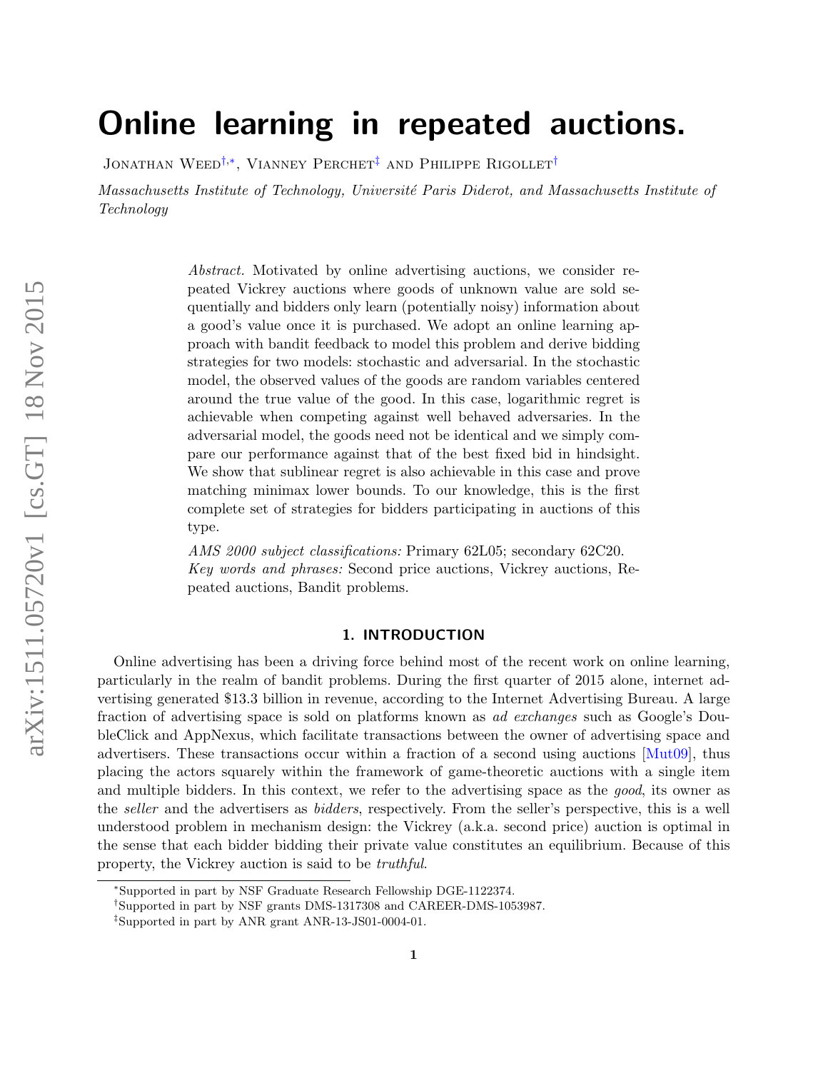# Online learning in repeated auctions.

Jonathan Weed[†,*], Vianney Perchet[‡] and Philippe Rigollet[†]

*Massachusetts Institute of Technology, Université Paris Diderot, and Massachusetts Institute of Technology*

*Abstract.* Motivated by online advertising auctions, we consider repeated Vickrey auctions where goods of unknown value are sold sequentially and bidders only learn (potentially noisy) information about a good's value once it is purchased. We adopt an online learning approach with bandit feedback to model this problem and derive bidding strategies for two models: stochastic and adversarial. In the stochastic model, the observed values of the goods are random variables centered around the true value of the good. In this case, logarithmic regret is achievable when competing against well behaved adversaries. In the adversarial model, the goods need not be identical and we simply compare our performance against that of the best fixed bid in hindsight. We show that sublinear regret is also achievable in this case and prove matching minimax lower bounds. To our knowledge, this is the first complete set of strategies for bidders participating in auctions of this type.

*AMS 2000 subject classifications:* Primary 62L05; secondary 62C20.
*Key words and phrases:* Second price auctions, Vickrey auctions, Repeated auctions, Bandit problems.

## 1. INTRODUCTION

Online advertising has been a driving force behind most of the recent work on online learning, particularly in the realm of bandit problems. During the first quarter of 2015 alone, internet advertising generated $13.3 billion in revenue, according to the Internet Advertising Bureau. A large fraction of advertising space is sold on platforms known as *ad exchanges* such as Google's DoubleClick and AppNexus, which facilitate transactions between the owner of advertising space and advertisers. These transactions occur within a fraction of a second using auctions [Mut09], thus placing the actors squarely within the framework of game-theoretic auctions with a single item and multiple bidders. In this context, we refer to the advertising space as the *good*, its owner as the *seller* and the advertisers as *bidders*, respectively. From the seller's perspective, this is a well understood problem in mechanism design: the Vickrey (a.k.a. second price) auction is optimal in the sense that each bidder bidding their private value constitutes an equilibrium. Because of this property, the Vickrey auction is said to be *truthful*.

[*]Supported in part by NSF Graduate Research Fellowship DGE-1122374.
[†]Supported in part by NSF grants DMS-1317308 and CAREER-DMS-1053987.
[‡]Supported in part by ANR grant ANR-13-JS01-0004-01.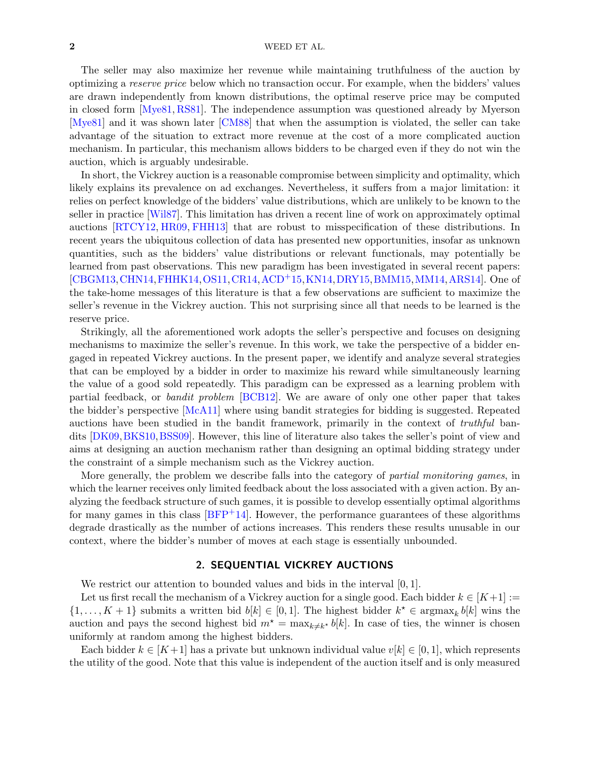The seller may also maximize her revenue while maintaining truthfulness of the auction by optimizing a *reserve price* below which no transaction occur. For example, when the bidders' values are drawn independently from known distributions, the optimal reserve price may be computed in closed form [Mye81, RS81]. The independence assumption was questioned already by Myerson [Mye81] and it was shown later [CM88] that when the assumption is violated, the seller can take advantage of the situation to extract more revenue at the cost of a more complicated auction mechanism. In particular, this mechanism allows bidders to be charged even if they do not win the auction, which is arguably undesirable.

In short, the Vickrey auction is a reasonable compromise between simplicity and optimality, which likely explains its prevalence on ad exchanges. Nevertheless, it suffers from a major limitation: it relies on perfect knowledge of the bidders' value distributions, which are unlikely to be known to the seller in practice [Wil87]. This limitation has driven a recent line of work on approximately optimal auctions [RTCY12, HR09, FHH13] that are robust to misspecification of these distributions. In recent years the ubiquitous collection of data has presented new opportunities, insofar as unknown quantities, such as the bidders' value distributions or relevant functionals, may potentially be learned from past observations. This new paradigm has been investigated in several recent papers: [CBGM13, CHN14, FHHK14, OS11, CR14, ACD+15, KN14, DRY15, BMM15, MM14, ARS14]. One of the take-home messages of this literature is that a few observations are sufficient to maximize the seller's revenue in the Vickrey auction. This not surprising since all that needs to be learned is the reserve price.

Strikingly, all the aforementioned work adopts the seller's perspective and focuses on designing mechanisms to maximize the seller's revenue. In this work, we take the perspective of a bidder engaged in repeated Vickrey auctions. In the present paper, we identify and analyze several strategies that can be employed by a bidder in order to maximize his reward while simultaneously learning the value of a good sold repeatedly. This paradigm can be expressed as a learning problem with partial feedback, or *bandit problem* [BCB12]. We are aware of only one other paper that takes the bidder's perspective [McA11] where using bandit strategies for bidding is suggested. Repeated auctions have been studied in the bandit framework, primarily in the context of *truthful* bandits [DK09, BKS10, BSS09]. However, this line of literature also takes the seller's point of view and aims at designing an auction mechanism rather than designing an optimal bidding strategy under the constraint of a simple mechanism such as the Vickrey auction.

More generally, the problem we describe falls into the category of *partial monitoring games*, in which the learner receives only limited feedback about the loss associated with a given action. By analyzing the feedback structure of such games, it is possible to develop essentially optimal algorithms for many games in this class [BFP+14]. However, the performance guarantees of these algorithms degrade drastically as the number of actions increases. This renders these results unusable in our context, where the bidder's number of moves at each stage is essentially unbounded.

## 2. SEQUENTIAL VICKREY AUCTIONS

We restrict our attention to bounded values and bids in the interval $[0, 1]$.

Let us first recall the mechanism of a Vickrey auction for a single good. Each bidder $k \in [K+1] := \{1, \dots, K+1\}$ submits a written bid $b[k] \in [0, 1]$. The highest bidder $k^\star \in \operatorname{argmax}_k b[k]$ wins the auction and pays the second highest bid $m^\star = \max_{k \neq k^\star} b[k]$. In case of ties, the winner is chosen uniformly at random among the highest bidders.

Each bidder $k \in [K+1]$ has a private but unknown individual value $v[k] \in [0, 1]$, which represents the utility of the good. Note that this value is independent of the auction itself and is only measured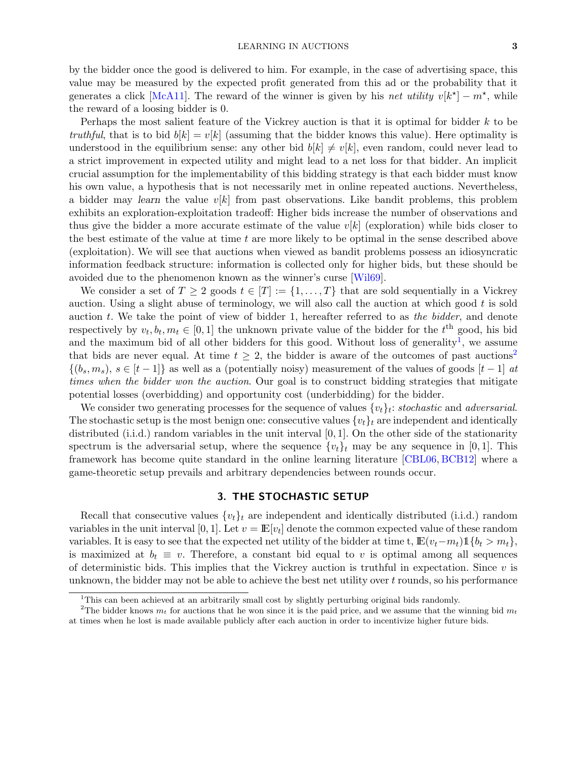by the bidder once the good is delivered to him. For example, in the case of advertising space, this value may be measured by the expected profit generated from this ad or the probability that it generates a click [McA11]. The reward of the winner is given by his *net utility* $v[k^\star] - m^\star$, while the reward of a loosing bidder is 0.

Perhaps the most salient feature of the Vickrey auction is that it is optimal for bidder $k$ to be *truthful*, that is to bid $b[k] = v[k]$ (assuming that the bidder knows this value). Here optimality is understood in the equilibrium sense: any other bid $b[k] \neq v[k]$, even random, could never lead to a strict improvement in expected utility and might lead to a net loss for that bidder. An implicit crucial assumption for the implementability of this bidding strategy is that each bidder must know his own value, a hypothesis that is not necessarily met in online repeated auctions. Nevertheless, a bidder may *learn* the value $v[k]$ from past observations. Like bandit problems, this problem exhibits an exploration-exploitation tradeoff: Higher bids increase the number of observations and thus give the bidder a more accurate estimate of the value $v[k]$ (exploration) while bids closer to the best estimate of the value at time $t$ are more likely to be optimal in the sense described above (exploitation). We will see that auctions when viewed as bandit problems possess an idiosyncratic information feedback structure: information is collected only for higher bids, but these should be avoided due to the phenomenon known as the winner's curse [Wil69].

We consider a set of $T \geq 2$ goods $t \in [T] := \{1, \ldots, T\}$ that are sold sequentially in a Vickrey auction. Using a slight abuse of terminology, we will also call the auction at which good $t$ is sold auction $t$. We take the point of view of bidder 1, hereafter referred to as *the bidder*, and denote respectively by $v_t, b_t, m_t \in [0, 1]$ the unknown private value of the bidder for the $t^{\text{th}}$ good, his bid and the maximum bid of all other bidders for this good. Without loss of generality[1], we assume that bids are never equal. At time $t \geq 2$, the bidder is aware of the outcomes of past auctions[2] $\{(b_s, m_s),\ s \in [t-1]\}$ as well as a (potentially noisy) measurement of the values of goods $[t-1]$ *at times when the bidder won the auction*. Our goal is to construct bidding strategies that mitigate potential losses (overbidding) and opportunity cost (underbidding) for the bidder.

We consider two generating processes for the sequence of values $\{v_t\}_t$: *stochastic* and *adversarial*. The stochastic setup is the most benign one: consecutive values $\{v_t\}_t$ are independent and identically distributed (i.i.d.) random variables in the unit interval $[0, 1]$. On the other side of the stationarity spectrum is the adversarial setup, where the sequence $\{v_t\}_t$ may be any sequence in $[0, 1]$. This framework has become quite standard in the online learning literature [CBL06, BCB12] where a game-theoretic setup prevails and arbitrary dependencies between rounds occur.

## 3. THE STOCHASTIC SETUP

Recall that consecutive values $\{v_t\}_t$ are independent and identically distributed (i.i.d.) random variables in the unit interval $[0, 1]$. Let $v = \mathbb{E}[v_t]$ denote the common expected value of these random variables. It is easy to see that the expected net utility of the bidder at time t, $\mathbb{E}(v_t - m_t)\mathbb{1}\{b_t > m_t\}$, is maximized at $b_t \equiv v$. Therefore, a constant bid equal to $v$ is optimal among all sequences of deterministic bids. This implies that the Vickrey auction is truthful in expectation. Since $v$ is unknown, the bidder may not be able to achieve the best net utility over $t$ rounds, so his performance

---

[1] This can been achieved at an arbitrarily small cost by slightly perturbing original bids randomly.

[2] The bidder knows $m_t$ for auctions that he won since it is the paid price, and we assume that the winning bid $m_t$ at times when he lost is made available publicly after each auction in order to incentivize higher future bids.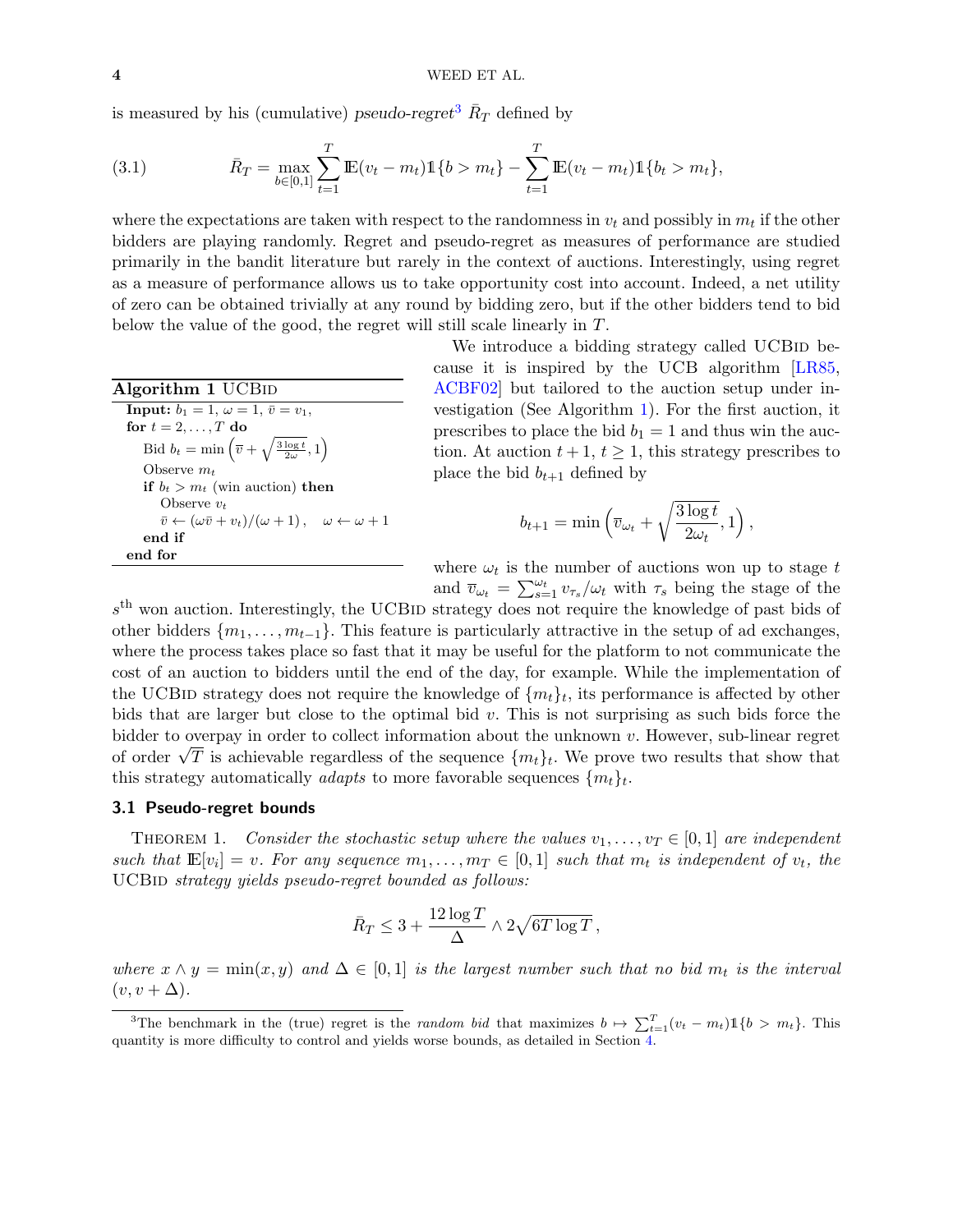is measured by his (cumulative) *pseudo-regret*[3] $\bar{R}_T$ defined by

$$\bar{R}_T = \max_{b \in [0,1]} \sum_{t=1}^{T} \mathbb{E}(v_t - m_t)\mathbb{1}\{b > m_t\} - \sum_{t=1}^{T} \mathbb{E}(v_t - m_t)\mathbb{1}\{b_t > m_t\}, \tag{3.1}$$

where the expectations are taken with respect to the randomness in $v_t$ and possibly in $m_t$ if the other bidders are playing randomly. Regret and pseudo-regret as measures of performance are studied primarily in the bandit literature but rarely in the context of auctions. Interestingly, using regret as a measure of performance allows us to take opportunity cost into account. Indeed, a net utility of zero can be obtained trivially at any round by bidding zero, but if the other bidders tend to bid below the value of the good, the regret will still scale linearly in $T$.

We introduce a bidding strategy called UCBid because it is inspired by the UCB algorithm [LR85, ACBF02] but tailored to the auction setup under investigation (See Algorithm 1). For the first auction, it prescribes to place the bid $b_1 = 1$ and thus win the auction. At auction $t+1$, $t \geq 1$, this strategy prescribes to place the bid $b_{t+1}$ defined by

$$b_{t+1} = \min\Big(\overline{v}_{\omega_t} + \sqrt{\frac{3 \log t}{2\omega_t}}, 1\Big),$$

where $\omega_t$ is the number of auctions won up to stage $t$ and $\overline{v}_{\omega_t} = \sum_{s=1}^{\omega_t} v_{\tau_s}/\omega_t$ with $\tau_s$ being the stage of the $s^{\text{th}}$ won auction. Interestingly, the UCBid strategy does not require the knowledge of past bids of other bidders $\{m_1, \ldots, m_{t-1}\}$. This feature is particularly attractive in the setup of ad exchanges, where the process takes place so fast that it may be useful for the platform to not communicate the cost of an auction to bidders until the end of the day, for example. While the implementation of the UCBid strategy does not require the knowledge of $\{m_t\}_t$, its performance is affected by other bids that are larger but close to the optimal bid $v$. This is not surprising as such bids force the bidder to overpay in order to collect information about the unknown $v$. However, sub-linear regret of order $\sqrt{T}$ is achievable regardless of the sequence $\{m_t\}_t$. We prove two results that show that this strategy automatically *adapts* to more favorable sequences $\{m_t\}_t$.

**Algorithm 1** UCBid

```
Input: b_1 = 1, ω = 1, v̄ = v_1,
for t = 2, ..., T do
    Bid b_t = min( v̄ + sqrt(3 log t / (2ω)), 1 )
    Observe m_t
    if b_t > m_t (win auction) then
        Observe v_t
        v̄ ← (ω v̄ + v_t)/(ω + 1),   ω ← ω + 1
    end if
end for
```

### 3.1 Pseudo-regret bounds

Theorem 1. *Consider the stochastic setup where the values $v_1, \ldots, v_T \in [0,1]$ are independent such that $\mathbb{E}[v_i] = v$. For any sequence $m_1, \ldots, m_T \in [0,1]$ such that $m_t$ is independent of $v_t$, the* UCBid *strategy yields pseudo-regret bounded as follows:*

$$\bar{R}_T \leq 3 + \frac{12 \log T}{\Delta} \wedge 2\sqrt{6T \log T},$$

*where $x \wedge y = \min(x, y)$ and $\Delta \in [0,1]$ is the largest number such that no bid $m_t$ is the interval $(v, v + \Delta)$.*

[3] The benchmark in the (true) regret is the *random bid* that maximizes $b \mapsto \sum_{t=1}^{T}(v_t - m_t)\mathbb{1}\{b > m_t\}$. This quantity is more difficulty to control and yields worse bounds, as detailed in Section 4.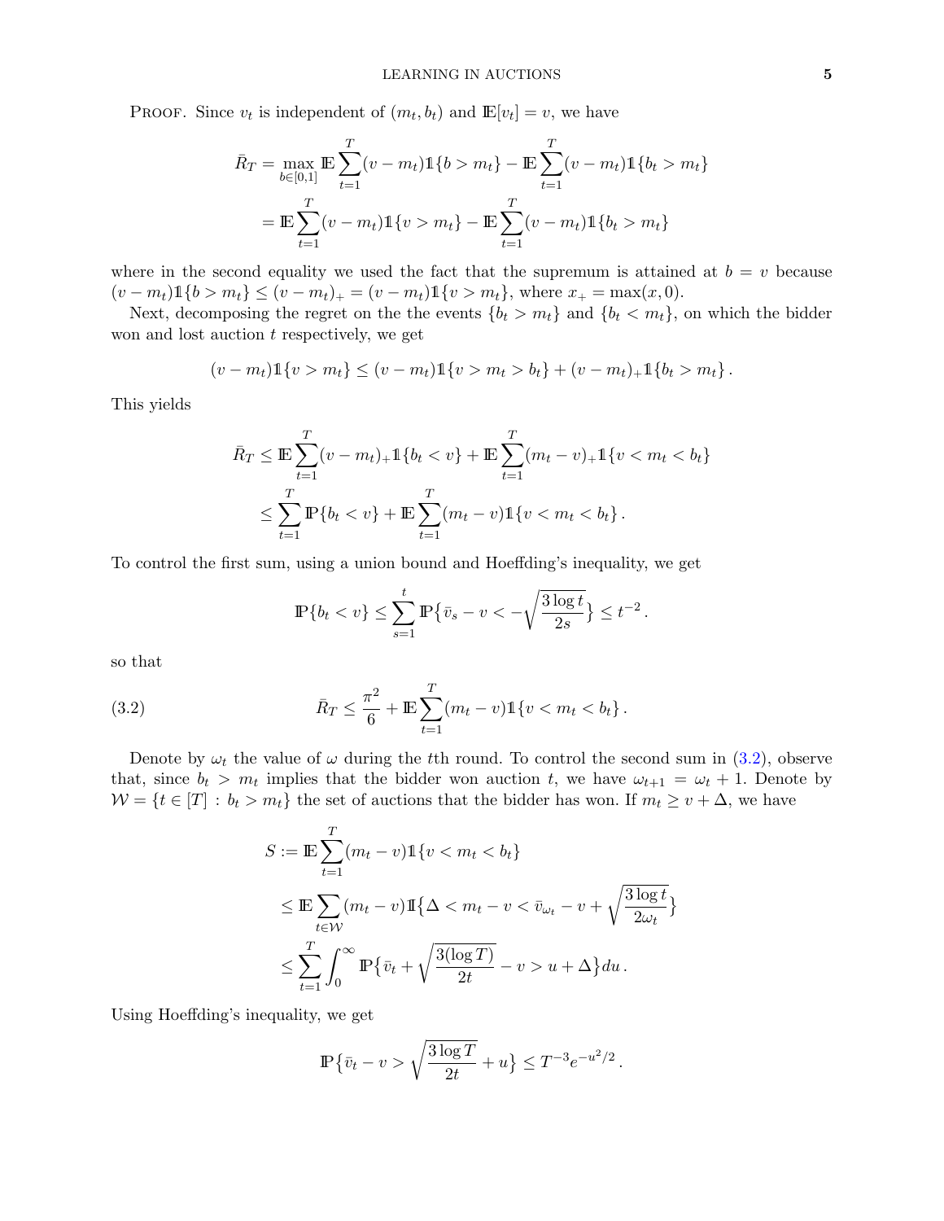PROOF. Since $v_t$ is independent of $(m_t, b_t)$ and $\mathbb{E}[v_t] = v$, we have

$$
\begin{aligned}
\bar{R}_T &= \max_{b \in [0,1]} \mathbb{E} \sum_{t=1}^{T} (v - m_t) \mathbb{1}\{b > m_t\} - \mathbb{E} \sum_{t=1}^{T} (v - m_t) \mathbb{1}\{b_t > m_t\} \\
&= \mathbb{E} \sum_{t=1}^{T} (v - m_t) \mathbb{1}\{v > m_t\} - \mathbb{E} \sum_{t=1}^{T} (v - m_t) \mathbb{1}\{b_t > m_t\}
\end{aligned}
$$

where in the second equality we used the fact that the supremum is attained at $b = v$ because $(v - m_t)\mathbb{1}\{b > m_t\} \leq (v - m_t)_+ = (v - m_t)\mathbb{1}\{v > m_t\}$, where $x_+ = \max(x, 0)$.

Next, decomposing the regret on the the events $\{b_t > m_t\}$ and $\{b_t < m_t\}$, on which the bidder won and lost auction $t$ respectively, we get

$$
(v - m_t)\mathbb{1}\{v > m_t\} \leq (v - m_t)\mathbb{1}\{v > m_t > b_t\} + (v - m_t)_+ \mathbb{1}\{b_t > m_t\}\,.
$$

This yields

$$
\begin{aligned}
\bar{R}_T &\leq \mathbb{E} \sum_{t=1}^{T} (v - m_t)_+ \mathbb{1}\{b_t < v\} + \mathbb{E} \sum_{t=1}^{T} (m_t - v)_+ \mathbb{1}\{v < m_t < b_t\} \\
&\leq \sum_{t=1}^{T} \mathbb{P}\{b_t < v\} + \mathbb{E} \sum_{t=1}^{T} (m_t - v) \mathbb{1}\{v < m_t < b_t\}\,.
\end{aligned}
$$

To control the first sum, using a union bound and Hoeffding's inequality, we get

$$
\mathbb{P}\{b_t < v\} \leq \sum_{s=1}^{t} \mathbb{P}\big\{\bar{v}_s - v < -\sqrt{\frac{3 \log t}{2s}}\big\} \leq t^{-2}\,.
$$

so that

$$
\bar{R}_T \leq \frac{\pi^2}{6} + \mathbb{E} \sum_{t=1}^{T} (m_t - v) \mathbb{1}\{v < m_t < b_t\}\,. \tag{3.2}
$$

Denote by $\omega_t$ the value of $\omega$ during the $t$th round. To control the second sum in (3.2), observe that, since $b_t > m_t$ implies that the bidder won auction $t$, we have $\omega_{t+1} = \omega_t + 1$. Denote by $\mathcal{W} = \{t \in [T] : b_t > m_t\}$ the set of auctions that the bidder has won. If $m_t \geq v + \Delta$, we have

$$
\begin{aligned}
S &:= \mathbb{E} \sum_{t=1}^{T} (m_t - v) \mathbb{1}\{v < m_t < b_t\} \\
&\leq \mathbb{E} \sum_{t \in \mathcal{W}} (m_t - v) \mathbb{1}\big\{\Delta < m_t - v < \bar{v}_{\omega_t} - v + \sqrt{\frac{3 \log t}{2\omega_t}}\big\} \\
&\leq \sum_{t=1}^{T} \int_0^\infty \mathbb{P}\big\{\bar{v}_t + \sqrt{\frac{3(\log T)}{2t}} - v > u + \Delta\big\} du\,.
\end{aligned}
$$

Using Hoeffding's inequality, we get

$$
\mathbb{P}\big\{\bar{v}_t - v > \sqrt{\frac{3 \log T}{2t}} + u\big\} \leq T^{-3} e^{-u^2/2}\,.
$$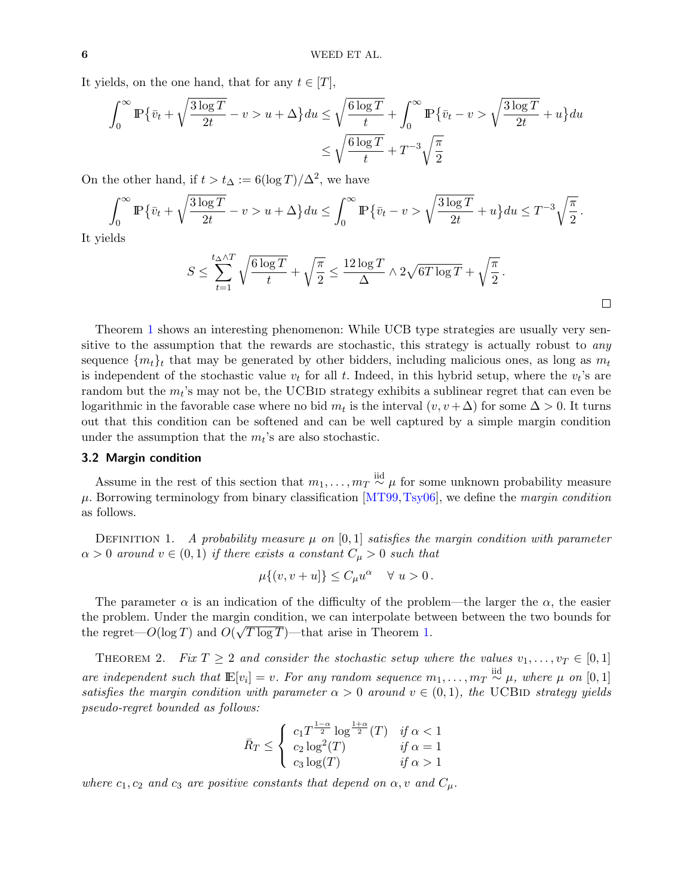It yields, on the one hand, that for any $t \in [T]$,

$$\int_0^\infty \mathbb{P}\big\{\bar{v}_t + \sqrt{\frac{3\log T}{2t}} - v > u + \Delta\big\} du \le \sqrt{\frac{6\log T}{t}} + \int_0^\infty \mathbb{P}\big\{\bar{v}_t - v > \sqrt{\frac{3\log T}{2t}} + u\big\} du$$
$$\le \sqrt{\frac{6\log T}{t}} + T^{-3}\sqrt{\frac{\pi}{2}}$$

On the other hand, if $t > t_\Delta := 6(\log T)/\Delta^2$, we have

$$\int_0^\infty \mathbb{P}\big\{\bar{v}_t + \sqrt{\frac{3\log T}{2t}} - v > u + \Delta\big\} du \le \int_0^\infty \mathbb{P}\big\{\bar{v}_t - v > \sqrt{\frac{3\log T}{2t}} + u\big\} du \le T^{-3}\sqrt{\frac{\pi}{2}}\,.$$

It yields

$$S \le \sum_{t=1}^{t_\Delta \wedge T} \sqrt{\frac{6\log T}{t}} + \sqrt{\frac{\pi}{2}} \le \frac{12\log T}{\Delta} \wedge 2\sqrt{6T\log T} + \sqrt{\frac{\pi}{2}}\,.$$

□

Theorem 1 shows an interesting phenomenon: While UCB type strategies are usually very sensitive to the assumption that the rewards are stochastic, this strategy is actually robust to *any* sequence $\{m_t\}_t$ that may be generated by other bidders, including malicious ones, as long as $m_t$ is independent of the stochastic value $v_t$ for all $t$. Indeed, in this hybrid setup, where the $v_t$'s are random but the $m_t$'s may not be, the UCBid strategy exhibits a sublinear regret that can even be logarithmic in the favorable case where no bid $m_t$ is the interval $(v, v+\Delta)$ for some $\Delta > 0$. It turns out that this condition can be softened and can be well captured by a simple margin condition under the assumption that the $m_t$'s are also stochastic.

### 3.2 Margin condition

Assume in the rest of this section that $m_1, \ldots, m_T \overset{\text{iid}}{\sim} \mu$ for some unknown probability measure $\mu$. Borrowing terminology from binary classification [MT99, Tsy06], we define the *margin condition* as follows.

Definition 1. *A probability measure $\mu$ on $[0,1]$ satisfies the margin condition with parameter $\alpha > 0$ around $v \in (0,1)$ if there exists a constant $C_\mu > 0$ such that*

$$\mu\{(v, v+u]\} \le C_\mu u^\alpha \quad \forall\ u > 0\,.$$

The parameter $\alpha$ is an indication of the difficulty of the problem—the larger the $\alpha$, the easier the problem. Under the margin condition, we can interpolate between between the two bounds for the regret—$O(\log T)$ and $O(\sqrt{T\log T})$—that arise in Theorem 1.

Theorem 2. *Fix $T \ge 2$ and consider the stochastic setup where the values $v_1, \ldots, v_T \in [0,1]$ are independent such that $\mathbb{E}[v_i] = v$. For any random sequence $m_1, \ldots, m_T \overset{\text{iid}}{\sim} \mu$, where $\mu$ on $[0,1]$ satisfies the margin condition with parameter $\alpha > 0$ around $v \in (0,1)$, the* UCBid *strategy yields pseudo-regret bounded as follows:*

$$\bar{R}_T \le \begin{cases} c_1 T^{\frac{1-\alpha}{2}} \log^{\frac{1+\alpha}{2}}(T) & \text{if } \alpha < 1 \\ c_2 \log^2(T) & \text{if } \alpha = 1 \\ c_3 \log(T) & \text{if } \alpha > 1 \end{cases}$$

*where $c_1, c_2$ and $c_3$ are positive constants that depend on $\alpha, v$ and $C_\mu$.*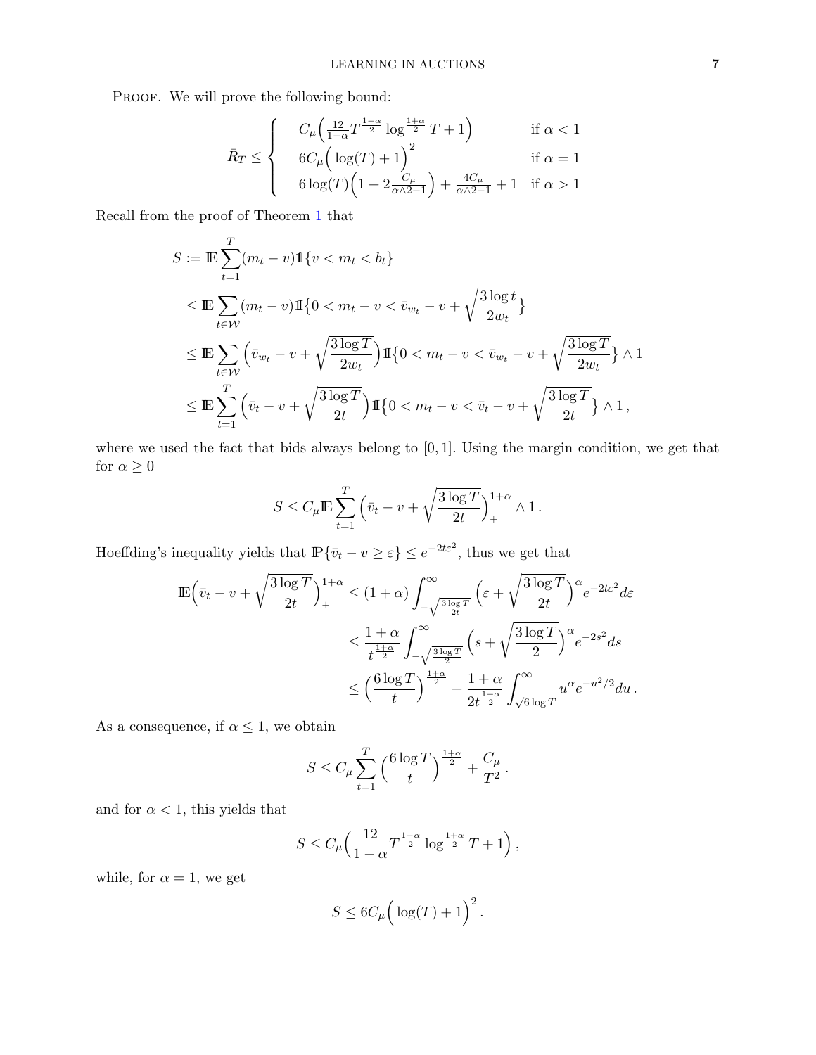PROOF. We will prove the following bound:

$$
\bar{R}_T \leq \begin{cases} C_\mu\Big(\frac{12}{1-\alpha}T^{\frac{1-\alpha}{2}}\log^{\frac{1+\alpha}{2}}T+1\Big) & \text{if } \alpha<1 \\ 6C_\mu\Big(\log(T)+1\Big)^2 & \text{if } \alpha=1 \\ 6\log(T)\Big(1+2\frac{C_\mu}{\alpha\wedge 2-1}\Big)+\frac{4C_\mu}{\alpha\wedge 2-1}+1 & \text{if } \alpha>1 \end{cases}
$$

Recall from the proof of Theorem 1 that

$$
\begin{aligned}
S &:= \mathbb{E}\sum_{t=1}^{T}(m_t-v)\mathbb{1}\{v<m_t<b_t\} \\
&\leq \mathbb{E}\sum_{t\in\mathcal{W}}(m_t-v)\mathbb{1}\Big\{0<m_t-v<\bar{v}_{w_t}-v+\sqrt{\frac{3\log t}{2w_t}}\Big\} \\
&\leq \mathbb{E}\sum_{t\in\mathcal{W}}\Big(\bar{v}_{w_t}-v+\sqrt{\frac{3\log T}{2w_t}}\Big)\mathbb{1}\Big\{0<m_t-v<\bar{v}_{w_t}-v+\sqrt{\frac{3\log T}{2w_t}}\Big\}\wedge 1 \\
&\leq \mathbb{E}\sum_{t=1}^{T}\Big(\bar{v}_t-v+\sqrt{\frac{3\log T}{2t}}\Big)\mathbb{1}\Big\{0<m_t-v<\bar{v}_t-v+\sqrt{\frac{3\log T}{2t}}\Big\}\wedge 1\,,
\end{aligned}
$$

where we used the fact that bids always belong to $[0,1]$. Using the margin condition, we get that for $\alpha\geq 0$

$$
S\leq C_\mu\mathbb{E}\sum_{t=1}^{T}\Big(\bar{v}_t-v+\sqrt{\frac{3\log T}{2t}}\Big)_+^{1+\alpha}\wedge 1\,.
$$

Hoeffding's inequality yields that $\mathbb{P}\{\bar{v}_t-v\geq\varepsilon\}\leq e^{-2t\varepsilon^2}$, thus we get that

$$
\begin{aligned}
\mathbb{E}\Big(\bar{v}_t-v+\sqrt{\frac{3\log T}{2t}}\Big)_+^{1+\alpha} &\leq (1+\alpha)\int_{-\sqrt{\frac{3\log T}{2t}}}^{\infty}\Big(\varepsilon+\sqrt{\frac{3\log T}{2t}}\Big)^{\alpha}e^{-2t\varepsilon^2}d\varepsilon \\
&\leq \frac{1+\alpha}{t^{\frac{1+\alpha}{2}}}\int_{-\sqrt{\frac{3\log T}{2}}}^{\infty}\Big(s+\sqrt{\frac{3\log T}{2}}\Big)^{\alpha}e^{-2s^2}ds \\
&\leq \Big(\frac{6\log T}{t}\Big)^{\frac{1+\alpha}{2}}+\frac{1+\alpha}{2t^{\frac{1+\alpha}{2}}}\int_{\sqrt{6\log T}}^{\infty}u^{\alpha}e^{-u^2/2}du\,.
\end{aligned}
$$

As a consequence, if $\alpha\leq 1$, we obtain

$$
S\leq C_\mu\sum_{t=1}^{T}\Big(\frac{6\log T}{t}\Big)^{\frac{1+\alpha}{2}}+\frac{C_\mu}{T^2}\,.
$$

and for $\alpha<1$, this yields that

$$
S\leq C_\mu\Big(\frac{12}{1-\alpha}T^{\frac{1-\alpha}{2}}\log^{\frac{1+\alpha}{2}}T+1\Big)\,,
$$

while, for $\alpha=1$, we get

$$
S\leq 6C_\mu\Big(\log(T)+1\Big)^2\,.
$$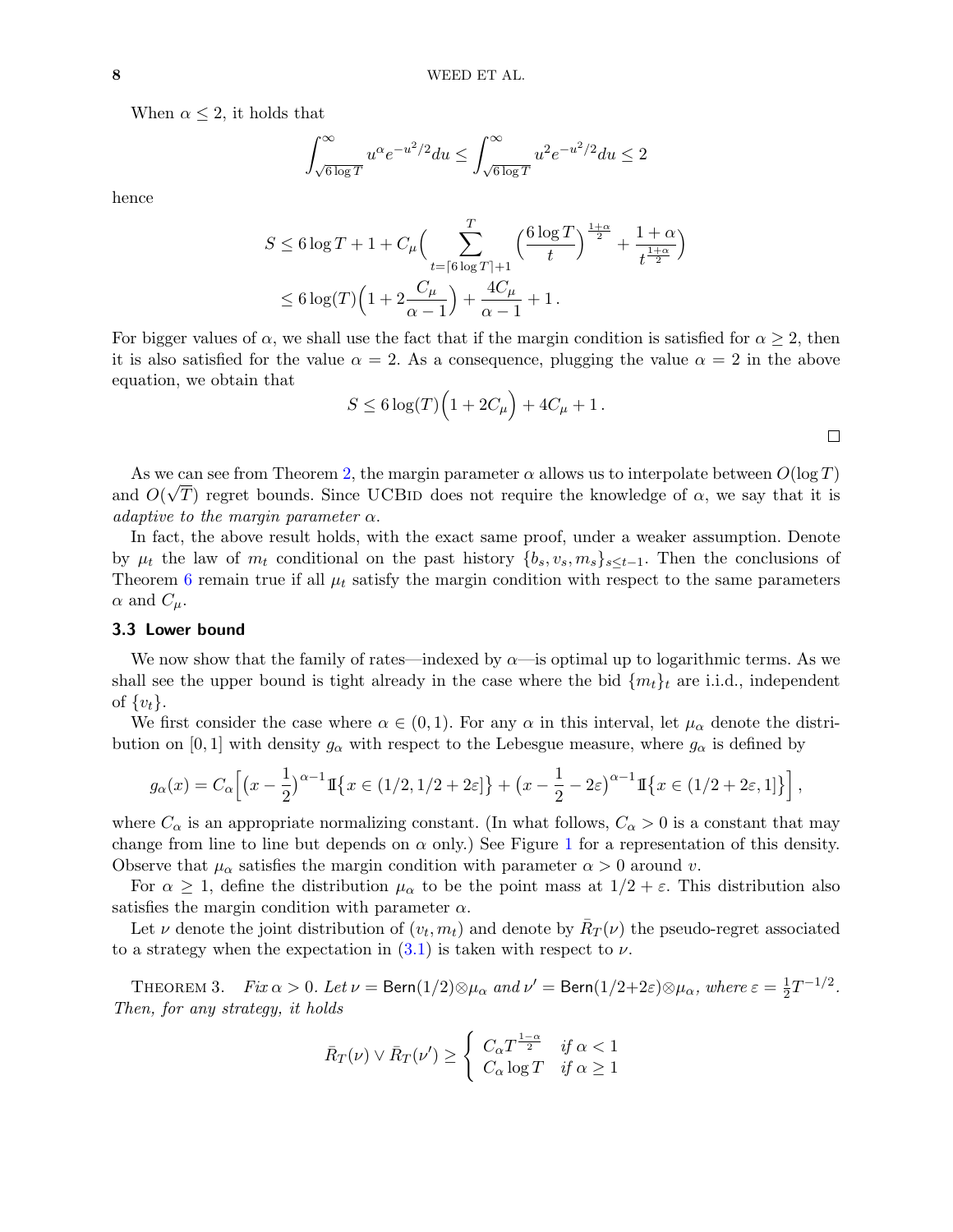When $\alpha \le 2$, it holds that

$$\int_{\sqrt{6\log T}}^{\infty} u^{\alpha} e^{-u^2/2} du \le \int_{\sqrt{6\log T}}^{\infty} u^{2} e^{-u^2/2} du \le 2$$

hence

$$\begin{aligned}
S &\le 6\log T + 1 + C_\mu \Big( \sum_{t=\lceil 6\log T\rceil+1}^{T} \Big(\frac{6\log T}{t}\Big)^{\frac{1+\alpha}{2}} + \frac{1+\alpha}{t^{\frac{1+\alpha}{2}}} \Big) \\
&\le 6\log(T)\Big(1 + 2\frac{C_\mu}{\alpha-1}\Big) + \frac{4C_\mu}{\alpha-1} + 1\,.
\end{aligned}$$

For bigger values of $\alpha$, we shall use the fact that if the margin condition is satisfied for $\alpha \ge 2$, then it is also satisfied for the value $\alpha = 2$. As a consequence, plugging the value $\alpha = 2$ in the above equation, we obtain that

$$S \le 6\log(T)\Big(1 + 2C_\mu\Big) + 4C_\mu + 1\,.$$

□

As we can see from Theorem 2, the margin parameter $\alpha$ allows us to interpolate between $O(\log T)$ and $O(\sqrt{T})$ regret bounds. Since UCBid does not require the knowledge of $\alpha$, we say that it is *adaptive to the margin parameter* $\alpha$.

In fact, the above result holds, with the exact same proof, under a weaker assumption. Denote by $\mu_t$ the law of $m_t$ conditional on the past history $\{b_s, v_s, m_s\}_{s\le t-1}$. Then the conclusions of Theorem 6 remain true if all $\mu_t$ satisfy the margin condition with respect to the same parameters $\alpha$ and $C_\mu$.

### 3.3 Lower bound

We now show that the family of rates—indexed by $\alpha$—is optimal up to logarithmic terms. As we shall see the upper bound is tight already in the case where the bid $\{m_t\}_t$ are i.i.d., independent of $\{v_t\}$.

We first consider the case where $\alpha \in (0,1)$. For any $\alpha$ in this interval, let $\mu_\alpha$ denote the distribution on $[0,1]$ with density $g_\alpha$ with respect to the Lebesgue measure, where $g_\alpha$ is defined by

$$g_\alpha(x) = C_\alpha \Big[ \big(x - \frac{1}{2}\big)^{\alpha-1} \mathbb{I}\big\{x \in (1/2, 1/2+2\varepsilon]\big\} + \big(x - \frac{1}{2} - 2\varepsilon\big)^{\alpha-1} \mathbb{I}\big\{x \in (1/2+2\varepsilon, 1]\big\} \Big]\,,$$

where $C_\alpha$ is an appropriate normalizing constant. (In what follows, $C_\alpha > 0$ is a constant that may change from line to line but depends on $\alpha$ only.) See Figure 1 for a representation of this density. Observe that $\mu_\alpha$ satisfies the margin condition with parameter $\alpha > 0$ around $v$.

For $\alpha \ge 1$, define the distribution $\mu_\alpha$ to be the point mass at $1/2 + \varepsilon$. This distribution also satisfies the margin condition with parameter $\alpha$.

Let $\nu$ denote the joint distribution of $(v_t, m_t)$ and denote by $\bar{R}_T(\nu)$ the pseudo-regret associated to a strategy when the expectation in (3.1) is taken with respect to $\nu$.

THEOREM 3. *Fix $\alpha > 0$. Let $\nu = \mathsf{Bern}(1/2) \otimes \mu_\alpha$ and $\nu' = \mathsf{Bern}(1/2+2\varepsilon) \otimes \mu_\alpha$, where $\varepsilon = \frac{1}{2}T^{-1/2}$. Then, for any strategy, it holds*

$$\bar{R}_T(\nu) \vee \bar{R}_T(\nu') \ge \begin{cases} C_\alpha T^{\frac{1-\alpha}{2}} & \text{if } \alpha < 1 \\ C_\alpha \log T & \text{if } \alpha \ge 1 \end{cases}$$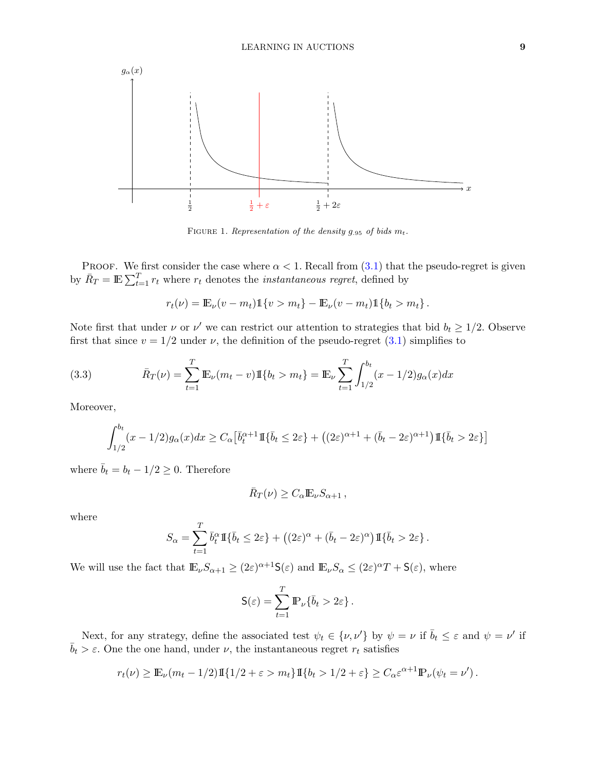FIGURE 1. *Representation of the density $g_{.95}$ of bids $m_t$.*

PROOF. We first consider the case where $\alpha < 1$. Recall from (3.1) that the pseudo-regret is given by $\bar{R}_T = \mathbb{E}\sum_{t=1}^T r_t$ where $r_t$ denotes the *instantaneous regret*, defined by

$$
r_t(\nu) = \mathbb{E}_\nu(v - m_t)\mathbb{1}\{v > m_t\} - \mathbb{E}_\nu(v - m_t)\mathbb{1}\{b_t > m_t\}\,.
$$

Note first that under $\nu$ or $\nu'$ we can restrict our attention to strategies that bid $b_t \geq 1/2$. Observe first that since $v = 1/2$ under $\nu$, the definition of the pseudo-regret (3.1) simplifies to

$$
\bar{R}_T(\nu) = \sum_{t=1}^T \mathbb{E}_\nu(m_t - v)\mathbb{1}\{b_t > m_t\} = \mathbb{E}_\nu \sum_{t=1}^T \int_{1/2}^{b_t} (x - 1/2) g_\alpha(x) dx \tag{3.3}
$$

Moreover,

$$
\int_{1/2}^{b_t} (x - 1/2) g_\alpha(x) dx \geq C_\alpha \big[\bar{b}_t^{\alpha+1}\mathbb{1}\{\bar{b}_t \leq 2\varepsilon\} + \big((2\varepsilon)^{\alpha+1} + (\bar{b}_t - 2\varepsilon)^{\alpha+1}\big)\mathbb{1}\{\bar{b}_t > 2\varepsilon\}\big]
$$

where $\bar{b}_t = b_t - 1/2 \geq 0$. Therefore

$$
\bar{R}_T(\nu) \geq C_\alpha \mathbb{E}_\nu S_{\alpha+1}\,,
$$

where

$$
S_\alpha = \sum_{t=1}^T \bar{b}_t^\alpha \mathbb{1}\{\bar{b}_t \leq 2\varepsilon\} + \big((2\varepsilon)^\alpha + (\bar{b}_t - 2\varepsilon)^\alpha\big)\mathbb{1}\{\bar{b}_t > 2\varepsilon\}\,.
$$

We will use the fact that $\mathbb{E}_\nu S_{\alpha+1} \geq (2\varepsilon)^{\alpha+1}\mathsf{S}(\varepsilon)$ and $\mathbb{E}_\nu S_\alpha \leq (2\varepsilon)^\alpha T + \mathsf{S}(\varepsilon)$, where

$$
\mathsf{S}(\varepsilon) = \sum_{t=1}^T \mathbb{P}_\nu\{\bar{b}_t > 2\varepsilon\}\,.
$$

Next, for any strategy, define the associated test $\psi_t \in \{\nu, \nu'\}$ by $\psi = \nu$ if $\bar{b}_t \leq \varepsilon$ and $\psi = \nu'$ if $\bar{b}_t > \varepsilon$. One the one hand, under $\nu$, the instantaneous regret $r_t$ satisfies

$$
r_t(\nu) \geq \mathbb{E}_\nu(m_t - 1/2)\mathbb{1}\{1/2 + \varepsilon > m_t\}\mathbb{1}\{b_t > 1/2 + \varepsilon\} \geq C_\alpha \varepsilon^{\alpha+1}\mathbb{P}_\nu(\psi_t = \nu')\,.
$$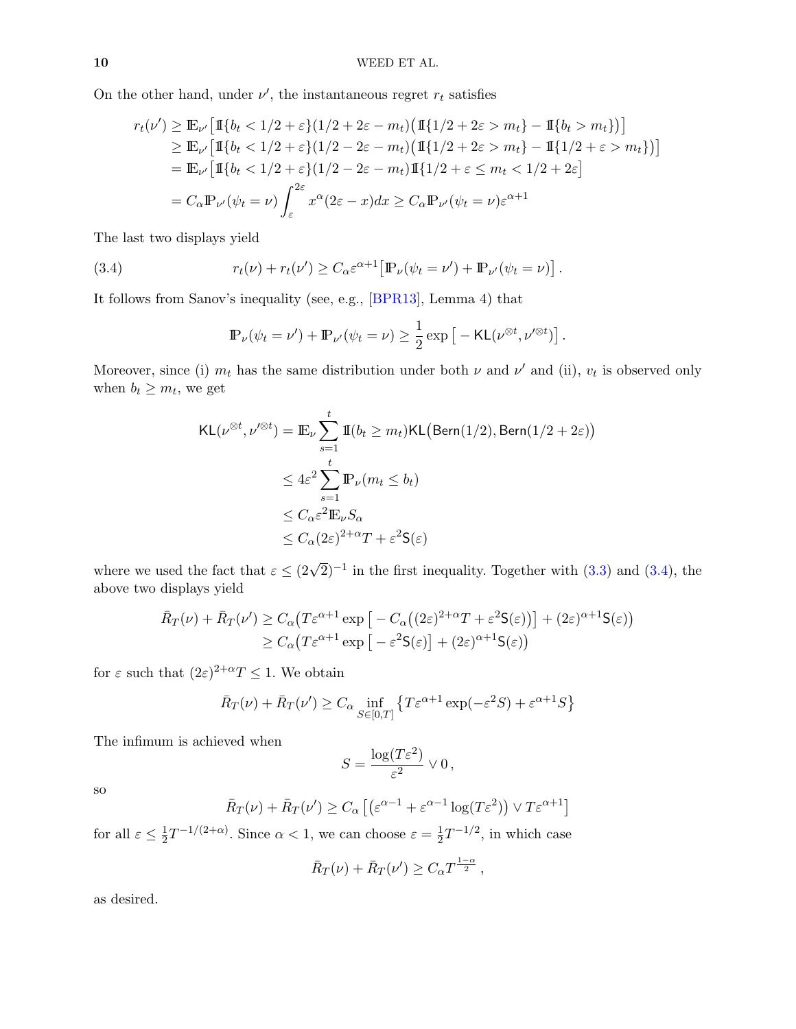On the other hand, under $\nu'$, the instantaneous regret $r_t$ satisfies

$$
\begin{aligned}
r_t(\nu') &\geq \mathbb{E}_{\nu'}\big[\mathbb{1}\{b_t < 1/2 + \varepsilon\}(1/2 + 2\varepsilon - m_t)\big(\mathbb{1}\{1/2 + 2\varepsilon > m_t\} - \mathbb{1}\{b_t > m_t\}\big)\big] \\
&\geq \mathbb{E}_{\nu'}\big[\mathbb{1}\{b_t < 1/2 + \varepsilon\}(1/2 - 2\varepsilon - m_t)\big(\mathbb{1}\{1/2 + 2\varepsilon > m_t\} - \mathbb{1}\{1/2 + \varepsilon > m_t\}\big)\big] \\
&= \mathbb{E}_{\nu'}\big[\mathbb{1}\{b_t < 1/2 + \varepsilon\}(1/2 - 2\varepsilon - m_t)\mathbb{1}\{1/2 + \varepsilon \leq m_t < 1/2 + 2\varepsilon\big] \\
&= C_\alpha \mathbb{P}_{\nu'}(\psi_t = \nu)\int_{\varepsilon}^{2\varepsilon} x^\alpha (2\varepsilon - x)dx \geq C_\alpha \mathbb{P}_{\nu'}(\psi_t = \nu)\varepsilon^{\alpha+1}
\end{aligned}
$$

The last two displays yield

$$
r_t(\nu) + r_t(\nu') \geq C_\alpha \varepsilon^{\alpha+1}\big[\mathbb{P}_\nu(\psi_t = \nu') + \mathbb{P}_{\nu'}(\psi_t = \nu)\big]\,. \tag{3.4}
$$

It follows from Sanov's inequality (see, e.g., [BPR13], Lemma 4) that

$$
\mathbb{P}_\nu(\psi_t = \nu') + \mathbb{P}_{\nu'}(\psi_t = \nu) \geq \frac{1}{2}\exp\big[-\mathsf{KL}(\nu^{\otimes t}, \nu'^{\otimes t})\big]\,.
$$

Moreover, since (i) $m_t$ has the same distribution under both $\nu$ and $\nu'$ and (ii), $v_t$ is observed only when $b_t \geq m_t$, we get

$$
\begin{aligned}
\mathsf{KL}(\nu^{\otimes t}, \nu'^{\otimes t}) &= \mathbb{E}_\nu \sum_{s=1}^{t} \mathbb{1}(b_t \geq m_t)\mathsf{KL}\big(\mathsf{Bern}(1/2), \mathsf{Bern}(1/2 + 2\varepsilon)\big) \\
&\leq 4\varepsilon^2 \sum_{s=1}^{t} \mathbb{P}_\nu(m_t \leq b_t) \\
&\leq C_\alpha \varepsilon^2 \mathbb{E}_\nu S_\alpha \\
&\leq C_\alpha (2\varepsilon)^{2+\alpha} T + \varepsilon^2 \mathsf{S}(\varepsilon)
\end{aligned}
$$

where we used the fact that $\varepsilon \leq (2\sqrt{2})^{-1}$ in the first inequality. Together with (3.3) and (3.4), the above two displays yield

$$
\begin{aligned}
\bar{R}_T(\nu) + \bar{R}_T(\nu') &\geq C_\alpha\big(T\varepsilon^{\alpha+1}\exp\big[-C_\alpha\big((2\varepsilon)^{2+\alpha}T + \varepsilon^2\mathsf{S}(\varepsilon)\big)\big] + (2\varepsilon)^{\alpha+1}\mathsf{S}(\varepsilon)\big) \\
&\geq C_\alpha\big(T\varepsilon^{\alpha+1}\exp\big[-\varepsilon^2\mathsf{S}(\varepsilon)\big] + (2\varepsilon)^{\alpha+1}\mathsf{S}(\varepsilon)\big)
\end{aligned}
$$

for $\varepsilon$ such that $(2\varepsilon)^{2+\alpha}T \leq 1$. We obtain

$$
\bar{R}_T(\nu) + \bar{R}_T(\nu') \geq C_\alpha \inf_{S \in [0,T]}\big\{T\varepsilon^{\alpha+1}\exp(-\varepsilon^2 S) + \varepsilon^{\alpha+1}S\big\}
$$

The infimum is achieved when

$$
S = \frac{\log(T\varepsilon^2)}{\varepsilon^2} \vee 0\,,
$$

so

$$
\bar{R}_T(\nu) + \bar{R}_T(\nu') \geq C_\alpha\left[\big(\varepsilon^{\alpha-1} + \varepsilon^{\alpha-1}\log(T\varepsilon^2)\big) \vee T\varepsilon^{\alpha+1}\right]
$$

for all $\varepsilon \leq \frac{1}{2}T^{-1/(2+\alpha)}$. Since $\alpha < 1$, we can choose $\varepsilon = \frac{1}{2}T^{-1/2}$, in which case

$$
\bar{R}_T(\nu) + \bar{R}_T(\nu') \geq C_\alpha T^{\frac{1-\alpha}{2}}\,,
$$

as desired.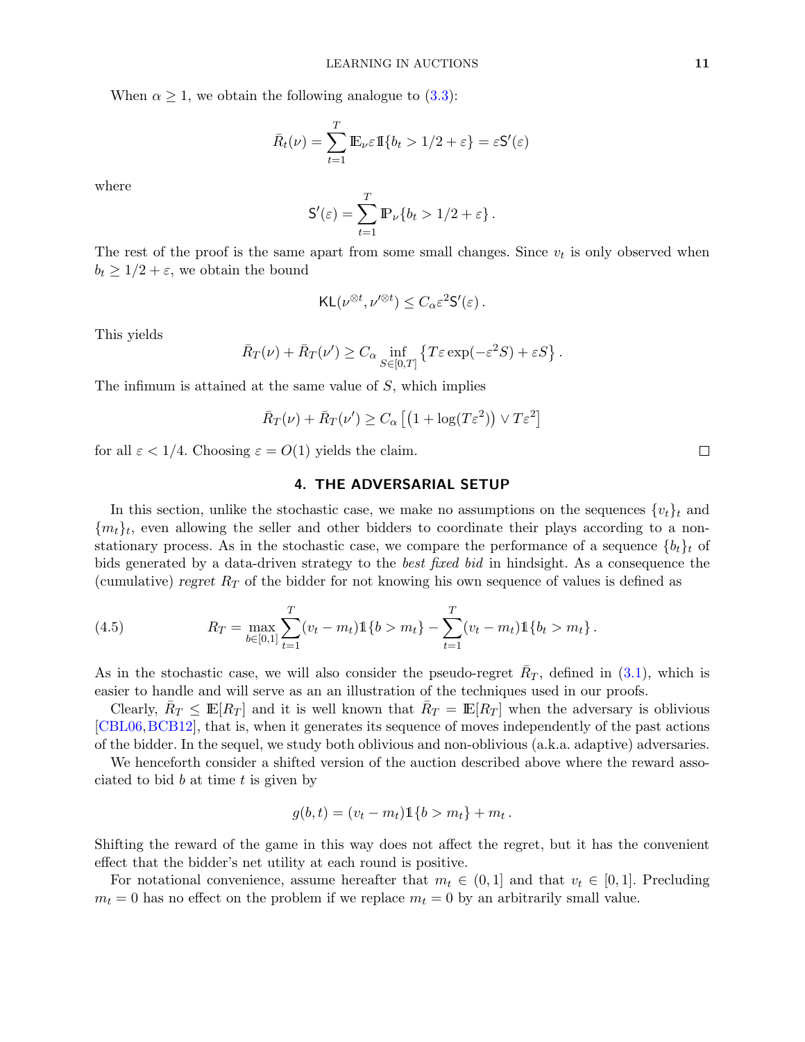When $\alpha \geq 1$, we obtain the following analogue to (3.3):

$$\bar{R}_t(\nu) = \sum_{t=1}^{T} \mathbb{E}_\nu \varepsilon \mathbb{1}\{b_t > 1/2 + \varepsilon\} = \varepsilon \mathsf{S}'(\varepsilon)$$

where

$$\mathsf{S}'(\varepsilon) = \sum_{t=1}^{T} \mathbb{P}_\nu\{b_t > 1/2 + \varepsilon\}\,.$$

The rest of the proof is the same apart from some small changes. Since $v_t$ is only observed when $b_t \geq 1/2 + \varepsilon$, we obtain the bound

$$\mathsf{KL}(\nu^{\otimes t}, \nu'^{\otimes t}) \leq C_\alpha \varepsilon^2 \mathsf{S}'(\varepsilon)\,.$$

This yields

$$\bar{R}_T(\nu) + \bar{R}_T(\nu') \geq C_\alpha \inf_{S \in [0,T]} \left\{ T\varepsilon \exp(-\varepsilon^2 S) + \varepsilon S \right\}.$$

The infimum is attained at the same value of $S$, which implies

$$\bar{R}_T(\nu) + \bar{R}_T(\nu') \geq C_\alpha \left[ \left(1 + \log(T\varepsilon^2)\right) \vee T\varepsilon^2 \right]$$

for all $\varepsilon < 1/4$. Choosing $\varepsilon = O(1)$ yields the claim. $\square$

## 4. THE ADVERSARIAL SETUP

In this section, unlike the stochastic case, we make no assumptions on the sequences $\{v_t\}_t$ and $\{m_t\}_t$, even allowing the seller and other bidders to coordinate their plays according to a non-stationary process. As in the stochastic case, we compare the performance of a sequence $\{b_t\}_t$ of bids generated by a data-driven strategy to the *best fixed bid* in hindsight. As a consequence the (cumulative) *regret* $R_T$ of the bidder for not knowing his own sequence of values is defined as

$$R_T = \max_{b \in [0,1]} \sum_{t=1}^{T} (v_t - m_t)\mathbb{1}\{b > m_t\} - \sum_{t=1}^{T} (v_t - m_t)\mathbb{1}\{b_t > m_t\}\,. \tag{4.5}$$

As in the stochastic case, we will also consider the pseudo-regret $\bar{R}_T$, defined in (3.1), which is easier to handle and will serve as an illustration of the techniques used in our proofs.

Clearly, $\bar{R}_T \leq \mathbb{E}[R_T]$ and it is well known that $\bar{R}_T = \mathbb{E}[R_T]$ when the adversary is oblivious [CBL06, BCB12], that is, when it generates its sequence of moves independently of the past actions of the bidder. In the sequel, we study both oblivious and non-oblivious (a.k.a. adaptive) adversaries.

We henceforth consider a shifted version of the auction described above where the reward associated to bid $b$ at time $t$ is given by

$$g(b,t) = (v_t - m_t)\mathbb{1}\{b > m_t\} + m_t\,.$$

Shifting the reward of the game in this way does not affect the regret, but it has the convenient effect that the bidder's net utility at each round is positive.

For notational convenience, assume hereafter that $m_t \in (0,1]$ and that $v_t \in [0,1]$. Precluding $m_t = 0$ has no effect on the problem if we replace $m_t = 0$ by an arbitrarily small value.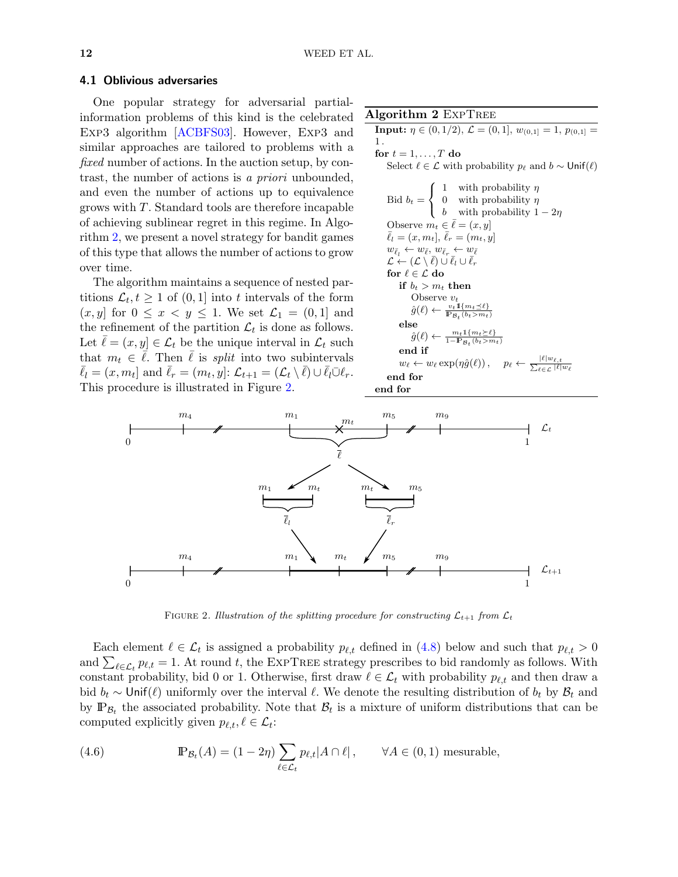### 4.1 Oblivious adversaries

One popular strategy for adversarial partial-information problems of this kind is the celebrated EXP3 algorithm [ACBFS03]. However, EXP3 and similar approaches are tailored to problems with a *fixed* number of actions. In the auction setup, by contrast, the number of actions is *a priori* unbounded, and even the number of actions up to equivalence grows with $T$. Standard tools are therefore incapable of achieving sublinear regret in this regime. In Algorithm 2, we present a novel strategy for bandit games of this type that allows the number of actions to grow over time.

The algorithm maintains a sequence of nested partitions $\mathcal{L}_t, t \geq 1$ of $(0,1]$ into $t$ intervals of the form $(x,y]$ for $0 \leq x < y \leq 1$. We set $\mathcal{L}_1 = (0,1]$ and the refinement of the partition $\mathcal{L}_t$ is done as follows. Let $\bar\ell = (x,y] \in \mathcal{L}_t$ be the unique interval in $\mathcal{L}_t$ such that $m_t \in \bar\ell$. Then $\bar\ell$ is *split* into two subintervals $\bar\ell_l = (x, m_t]$ and $\bar\ell_r = (m_t, y]$: $\mathcal{L}_{t+1} = (\mathcal{L}_t \setminus \bar\ell) \cup \bar\ell_l \cup \ell_r$. This procedure is illustrated in Figure 2.

**Algorithm 2** EXPTREE

```
Input: η ∈ (0,1/2), L = (0,1], w_(0,1] = 1, p_(0,1] = 1.
for t = 1, ..., T do
    Select ℓ ∈ L with probability p_ℓ and b ~ Unif(ℓ)
    Bid b_t = { 1  with probability η
              { 0  with probability η
              { b  with probability 1 − 2η
    Observe m_t ∈ ℓ̄ = (x, y]
    ℓ̄_l = (x, m_t], ℓ̄_r = (m_t, y]
    w_ℓ̄_l ← w_ℓ̄, w_ℓ̄_r ← w_ℓ̄
    L ← (L \ ℓ̄) ∪ ℓ̄_l ∪ ℓ̄_r
    for ℓ ∈ L do
        if b_t > m_t then
            Observe v_t
            ĝ(ℓ) ← v_t 1{m_t ⪯ ℓ} / P_B_t(b_t > m_t)
        else
            ĝ(ℓ) ← m_t 1{m_t ⪰ ℓ} / (1 − P_B_t(b_t > m_t))
        end if
        w_ℓ ← w_ℓ exp(η ĝ(ℓ)),    p_ℓ ← |ℓ| w_ℓ,t / Σ_{ℓ∈L} |ℓ| w_ℓ
    end for
end for
```

FIGURE 2. *Illustration of the splitting procedure for constructing $\mathcal{L}_{t+1}$ from $\mathcal{L}_t$*

Each element $\ell \in \mathcal{L}_t$ is assigned a probability $p_{\ell,t}$ defined in (4.8) below and such that $p_{\ell,t} > 0$ and $\sum_{\ell \in \mathcal{L}_t} p_{\ell,t} = 1$. At round $t$, the EXPTREE strategy prescribes to bid randomly as follows. With constant probability, bid 0 or 1. Otherwise, first draw $\ell \in \mathcal{L}_t$ with probability $p_{\ell,t}$ and then draw a bid $b_t \sim \mathsf{Unif}(\ell)$ uniformly over the interval $\ell$. We denote the resulting distribution of $b_t$ by $\mathcal{B}_t$ and by $\mathbb{P}_{\mathcal{B}_t}$ the associated probability. Note that $\mathcal{B}_t$ is a mixture of uniform distributions that can be computed explicitly given $p_{\ell,t}, \ell \in \mathcal{L}_t$:

$$\mathbb{P}_{\mathcal{B}_t}(A) = (1-2\eta) \sum_{\ell \in \mathcal{L}_t} p_{\ell,t} |A \cap \ell| \,, \qquad \forall A \in (0,1) \text{ mesurable,} \tag{4.6}$$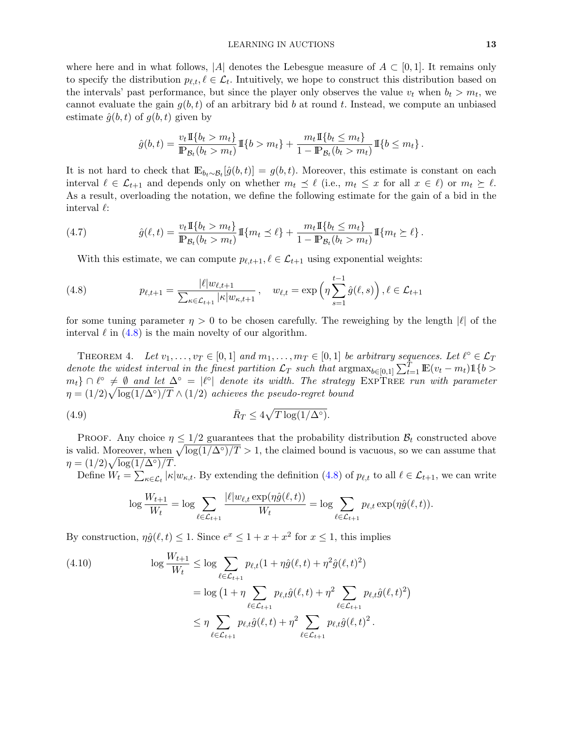where here and in what follows, $|A|$ denotes the Lebesgue measure of $A \subset [0,1]$. It remains only to specify the distribution $p_{\ell,t}, \ell \in \mathcal{L}_t$. Intuitively, we hope to construct this distribution based on the intervals' past performance, but since the player only observes the value $v_t$ when $b_t > m_t$, we cannot evaluate the gain $g(b,t)$ of an arbitrary bid $b$ at round $t$. Instead, we compute an unbiased estimate $\hat{g}(b,t)$ of $g(b,t)$ given by

$$\hat{g}(b,t) = \frac{v_t \mathbb{1}\{b_t > m_t\}}{\mathbb{P}_{\mathcal{B}_t}(b_t > m_t)} \mathbb{1}\{b > m_t\} + \frac{m_t \mathbb{1}\{b_t \le m_t\}}{1 - \mathbb{P}_{\mathcal{B}_t}(b_t > m_t)} \mathbb{1}\{b \le m_t\}.$$

It is not hard to check that $\mathbb{E}_{b_t \sim \mathcal{B}_t}[\hat{g}(b,t)] = g(b,t)$. Moreover, this estimate is constant on each interval $\ell \in \mathcal{L}_{t+1}$ and depends only on whether $m_t \preceq \ell$ (i.e., $m_t \le x$ for all $x \in \ell$) or $m_t \succeq \ell$. As a result, overloading the notation, we define the following estimate for the gain of a bid in the interval $\ell$:

$$\hat{g}(\ell,t) = \frac{v_t \mathbb{1}\{b_t > m_t\}}{\mathbb{P}_{\mathcal{B}_t}(b_t > m_t)} \mathbb{1}\{m_t \preceq \ell\} + \frac{m_t \mathbb{1}\{b_t \le m_t\}}{1 - \mathbb{P}_{\mathcal{B}_t}(b_t > m_t)} \mathbb{1}\{m_t \succeq \ell\}. \tag{4.7}$$

With this estimate, we can compute $p_{\ell,t+1}, \ell \in \mathcal{L}_{t+1}$ using exponential weights:

$$p_{\ell,t+1} = \frac{|\ell| w_{\ell,t+1}}{\sum_{\kappa \in \mathcal{L}_{t+1}} |\kappa| w_{\kappa,t+1}}, \quad w_{\ell,t} = \exp\Big(\eta \sum_{s=1}^{t-1} \hat{g}(\ell,s)\Big), \ell \in \mathcal{L}_{t+1} \tag{4.8}$$

for some tuning parameter $\eta > 0$ to be chosen carefully. The reweighing by the length $|\ell|$ of the interval $\ell$ in (4.8) is the main novelty of our algorithm.

THEOREM 4. *Let $v_1, \ldots, v_T \in [0,1]$ and $m_1, \ldots, m_T \in [0,1]$ be arbitrary sequences. Let $\ell^\circ \in \mathcal{L}_T$ denote the widest interval in the finest partition $\mathcal{L}_T$ such that $\mathrm{argmax}_{b \in [0,1]} \sum_{t=1}^T \mathbb{E}(v_t - m_t)\mathbb{1}\{b > m_t\} \cap \ell^\circ \neq \emptyset$ and let $\Delta^\circ = |\ell^\circ|$ denote its width. The strategy* EXPTREE *run with parameter $\eta = (1/2)\sqrt{\log(1/\Delta^\circ)/T} \wedge (1/2)$ achieves the pseudo-regret bound*

$$\bar{R}_T \le 4\sqrt{T \log(1/\Delta^\circ)}. \tag{4.9}$$

PROOF. Any choice $\eta \le 1/2$ guarantees that the probability distribution $\mathcal{B}_t$ constructed above is valid. Moreover, when $\sqrt{\log(1/\Delta^\circ)/T} > 1$, the claimed bound is vacuous, so we can assume that $\eta = (1/2)\sqrt{\log(1/\Delta^\circ)/T}$.

Define $W_t = \sum_{\kappa \in \mathcal{L}_t} |\kappa| w_{\kappa,t}$. By extending the definition (4.8) of $p_{\ell,t}$ to all $\ell \in \mathcal{L}_{t+1}$, we can write

$$\log \frac{W_{t+1}}{W_t} = \log \sum_{\ell \in \mathcal{L}_{t+1}} \frac{|\ell| w_{\ell,t} \exp(\eta \hat{g}(\ell,t))}{W_t} = \log \sum_{\ell \in \mathcal{L}_{t+1}} p_{\ell,t} \exp(\eta \hat{g}(\ell,t)).$$

By construction, $\eta \hat{g}(\ell,t) \le 1$. Since $e^x \le 1 + x + x^2$ for $x \le 1$, this implies

$$\begin{aligned}
\log \frac{W_{t+1}}{W_t} &\le \log \sum_{\ell \in \mathcal{L}_{t+1}} p_{\ell,t}(1 + \eta \hat{g}(\ell,t) + \eta^2 \hat{g}(\ell,t)^2) \\
&= \log \big(1 + \eta \sum_{\ell \in \mathcal{L}_{t+1}} p_{\ell,t} \hat{g}(\ell,t) + \eta^2 \sum_{\ell \in \mathcal{L}_{t+1}} p_{\ell,t} \hat{g}(\ell,t)^2\big) \\
&\le \eta \sum_{\ell \in \mathcal{L}_{t+1}} p_{\ell,t} \hat{g}(\ell,t) + \eta^2 \sum_{\ell \in \mathcal{L}_{t+1}} p_{\ell,t} \hat{g}(\ell,t)^2.
\end{aligned} \tag{4.10}$$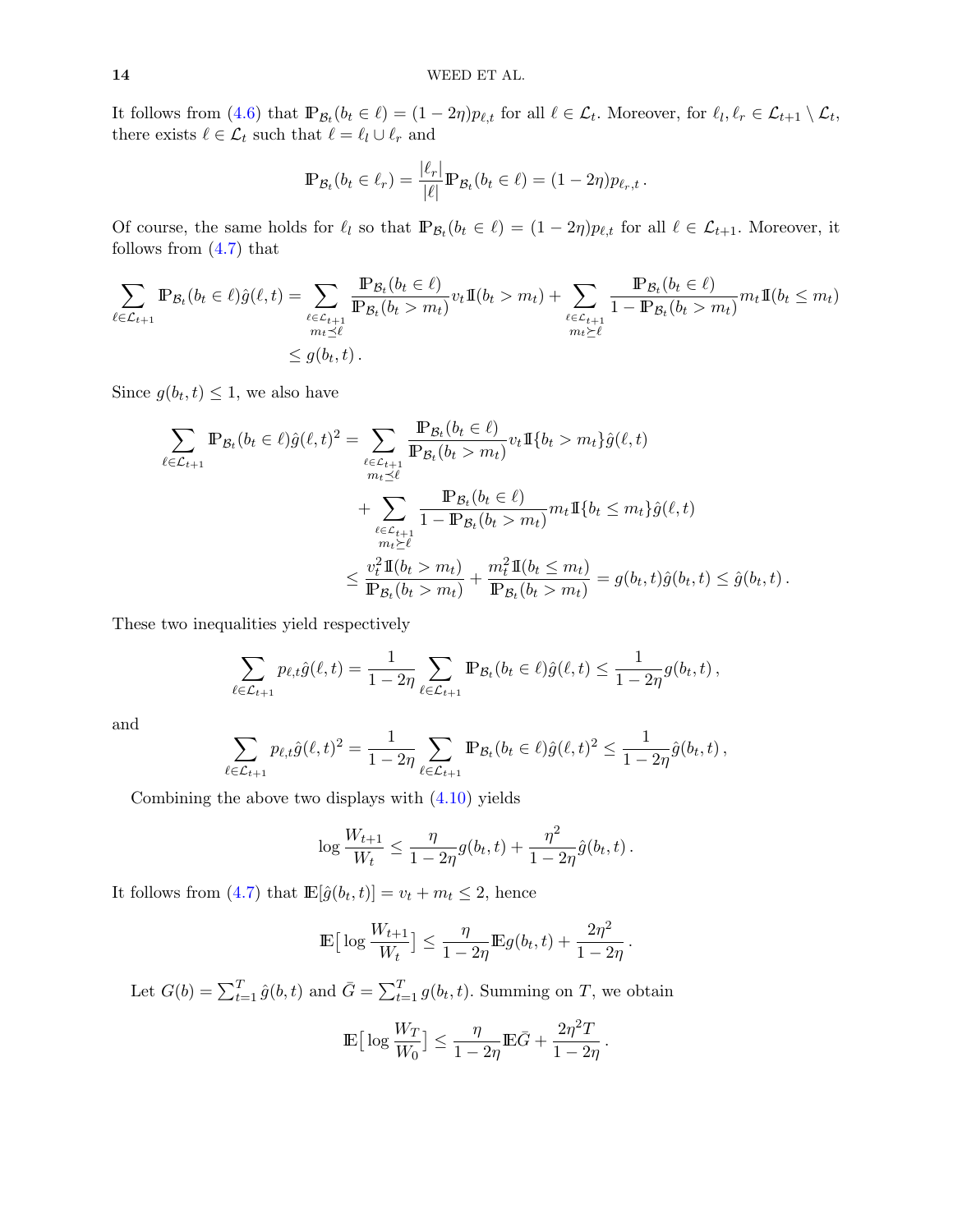It follows from (4.6) that $\mathbb{P}_{\mathcal{B}_t}(b_t \in \ell) = (1-2\eta)p_{\ell,t}$ for all $\ell \in \mathcal{L}_t$. Moreover, for $\ell_l, \ell_r \in \mathcal{L}_{t+1} \setminus \mathcal{L}_t$, there exists $\ell \in \mathcal{L}_t$ such that $\ell = \ell_l \cup \ell_r$ and

$$\mathbb{P}_{\mathcal{B}_t}(b_t \in \ell_r) = \frac{|\ell_r|}{|\ell|}\mathbb{P}_{\mathcal{B}_t}(b_t \in \ell) = (1-2\eta)p_{\ell_r,t}\,.$$

Of course, the same holds for $\ell_l$ so that $\mathbb{P}_{\mathcal{B}_t}(b_t \in \ell) = (1-2\eta)p_{\ell,t}$ for all $\ell \in \mathcal{L}_{t+1}$. Moreover, it follows from (4.7) that

$$\begin{aligned}
\sum_{\ell \in \mathcal{L}_{t+1}} \mathbb{P}_{\mathcal{B}_t}(b_t \in \ell)\hat{g}(\ell,t) &= \sum_{\substack{\ell \in \mathcal{L}_{t+1} \\ m_t \preceq \ell}} \frac{\mathbb{P}_{\mathcal{B}_t}(b_t \in \ell)}{\mathbb{P}_{\mathcal{B}_t}(b_t > m_t)} v_t \mathbb{I}(b_t > m_t) + \sum_{\substack{\ell \in \mathcal{L}_{t+1} \\ m_t \succeq \ell}} \frac{\mathbb{P}_{\mathcal{B}_t}(b_t \in \ell)}{1-\mathbb{P}_{\mathcal{B}_t}(b_t > m_t)} m_t \mathbb{I}(b_t \le m_t) \\
&\le g(b_t,t)\,.
\end{aligned}$$

Since $g(b_t,t) \le 1$, we also have

$$\begin{aligned}
\sum_{\ell \in \mathcal{L}_{t+1}} \mathbb{P}_{\mathcal{B}_t}(b_t \in \ell)\hat{g}(\ell,t)^2 &= \sum_{\substack{\ell \in \mathcal{L}_{t+1} \\ m_t \preceq \ell}} \frac{\mathbb{P}_{\mathcal{B}_t}(b_t \in \ell)}{\mathbb{P}_{\mathcal{B}_t}(b_t > m_t)} v_t \mathbb{I}\{b_t > m_t\}\hat{g}(\ell,t) \\
&\quad + \sum_{\substack{\ell \in \mathcal{L}_{t+1} \\ m_t \succeq \ell}} \frac{\mathbb{P}_{\mathcal{B}_t}(b_t \in \ell)}{1-\mathbb{P}_{\mathcal{B}_t}(b_t > m_t)} m_t \mathbb{I}\{b_t \le m_t\}\hat{g}(\ell,t) \\
&\le \frac{v_t^2 \mathbb{I}(b_t > m_t)}{\mathbb{P}_{\mathcal{B}_t}(b_t > m_t)} + \frac{m_t^2 \mathbb{I}(b_t \le m_t)}{\mathbb{P}_{\mathcal{B}_t}(b_t > m_t)} = g(b_t,t)\hat{g}(b_t,t) \le \hat{g}(b_t,t)\,.
\end{aligned}$$

These two inequalities yield respectively

$$\sum_{\ell \in \mathcal{L}_{t+1}} p_{\ell,t}\hat{g}(\ell,t) = \frac{1}{1-2\eta}\sum_{\ell \in \mathcal{L}_{t+1}} \mathbb{P}_{\mathcal{B}_t}(b_t \in \ell)\hat{g}(\ell,t) \le \frac{1}{1-2\eta}g(b_t,t)\,,$$

and

$$\sum_{\ell \in \mathcal{L}_{t+1}} p_{\ell,t}\hat{g}(\ell,t)^2 = \frac{1}{1-2\eta}\sum_{\ell \in \mathcal{L}_{t+1}} \mathbb{P}_{\mathcal{B}_t}(b_t \in \ell)\hat{g}(\ell,t)^2 \le \frac{1}{1-2\eta}\hat{g}(b_t,t)\,,$$

Combining the above two displays with (4.10) yields

$$\log\frac{W_{t+1}}{W_t} \le \frac{\eta}{1-2\eta}g(b_t,t) + \frac{\eta^2}{1-2\eta}\hat{g}(b_t,t)\,.$$

It follows from (4.7) that $\mathbb{E}[\hat{g}(b_t,t)] = v_t + m_t \le 2$, hence

$$\mathbb{E}\big[\log\frac{W_{t+1}}{W_t}\big] \le \frac{\eta}{1-2\eta}\mathbb{E}g(b_t,t) + \frac{2\eta^2}{1-2\eta}\,.$$

Let $G(b) = \sum_{t=1}^T \hat{g}(b,t)$ and $\bar{G} = \sum_{t=1}^T g(b_t,t)$. Summing on $T$, we obtain

$$\mathbb{E}\big[\log\frac{W_T}{W_0}\big] \le \frac{\eta}{1-2\eta}\mathbb{E}\bar{G} + \frac{2\eta^2 T}{1-2\eta}\,.$$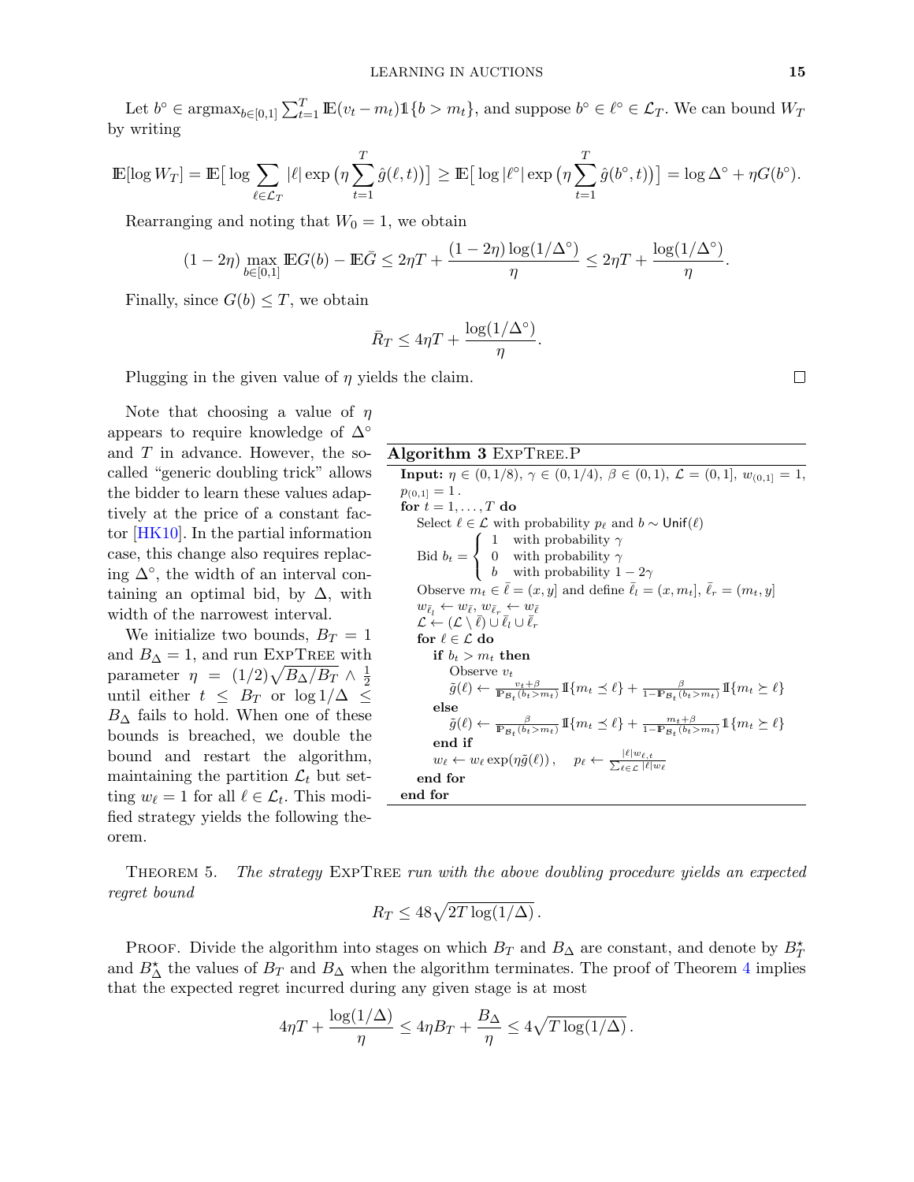Let $b^\circ \in \operatorname{argmax}_{b\in[0,1]} \sum_{t=1}^T \mathbb{E}(v_t - m_t)\mathbb{1}\{b > m_t\}$, and suppose $b^\circ \in \ell^\circ \in \mathcal{L}_T$. We can bound $W_T$ by writing

$$\mathbb{E}[\log W_T] = \mathbb{E}\big[\log \sum_{\ell\in\mathcal{L}_T} |\ell| \exp\big(\eta \sum_{t=1}^T \hat{g}(\ell,t)\big)\big] \geq \mathbb{E}\big[\log |\ell^\circ| \exp\big(\eta \sum_{t=1}^T \hat{g}(b^\circ,t)\big)\big] = \log \Delta^\circ + \eta G(b^\circ).$$

Rearranging and noting that $W_0 = 1$, we obtain

$$(1-2\eta) \max_{b\in[0,1]} \mathbb{E}G(b) - \mathbb{E}\bar{G} \leq 2\eta T + \frac{(1-2\eta)\log(1/\Delta^\circ)}{\eta} \leq 2\eta T + \frac{\log(1/\Delta^\circ)}{\eta}.$$

Finally, since $G(b) \leq T$, we obtain

$$\bar{R}_T \leq 4\eta T + \frac{\log(1/\Delta^\circ)}{\eta}.$$

Plugging in the given value of $\eta$ yields the claim. □

Note that choosing a value of $\eta$ appears to require knowledge of $\Delta^\circ$ and $T$ in advance. However, the so-called "generic doubling trick" allows the bidder to learn these values adaptively at the price of a constant factor [HK10]. In the partial information case, this change also requires replacing $\Delta^\circ$, the width of an interval containing an optimal bid, by $\Delta$, with width of the narrowest interval.

We initialize two bounds, $B_T = 1$ and $B_\Delta = 1$, and run ExpTree with parameter $\eta = (1/2)\sqrt{B_\Delta/B_T} \wedge \frac{1}{2}$ until either $t \leq B_T$ or $\log 1/\Delta \leq B_\Delta$ fails to hold. When one of these bounds is breached, we double the bound and restart the algorithm, maintaining the partition $\mathcal{L}_t$ but setting $w_\ell = 1$ for all $\ell \in \mathcal{L}_t$. This modified strategy yields the following theorem.

**Algorithm 3** ExpTree.P

```
Input: η ∈ (0,1/8), γ ∈ (0,1/4), β ∈ (0,1), L = (0,1], w_(0,1] = 1, p_(0,1] = 1.
for t = 1,...,T do
    Select ℓ ∈ L with probability p_ℓ and b ~ Unif(ℓ)
    Bid b_t = { 1  with probability γ
              { 0  with probability γ
              { b  with probability 1 − 2γ
    Observe m_t ∈ ℓ̄ = (x,y] and define ℓ̄_l = (x,m_t], ℓ̄_r = (m_t,y]
    w_{ℓ̄_l} ← w_ℓ̄, w_{ℓ̄_r} ← w_ℓ̄
    L ← (L \ ℓ̄) ∪ ℓ̄_l ∪ ℓ̄_r
    for ℓ ∈ L do
        if b_t > m_t then
            Observe v_t
            g̃(ℓ) ← (v_t+β)/P_{B_t}(b_t>m_t) 1{m_t ⪯ ℓ} + β/(1−P_{B_t}(b_t>m_t)) 1{m_t ⪰ ℓ}
        else
            g̃(ℓ) ← β/P_{B_t}(b_t>m_t) 1{m_t ⪯ ℓ} + (m_t+β)/(1−P_{B_t}(b_t>m_t)) 1{m_t ⪰ ℓ}
        end if
        w_ℓ ← w_ℓ exp(η g̃(ℓ)),    p_ℓ ← |ℓ|w_{ℓ,t} / Σ_{ℓ∈L} |ℓ|w_ℓ
    end for
end for
```

Theorem 5. *The strategy* ExpTree *run with the above doubling procedure yields an expected regret bound*

$$R_T \leq 48\sqrt{2T\log(1/\Delta)}\,.$$

Proof. Divide the algorithm into stages on which $B_T$ and $B_\Delta$ are constant, and denote by $B_T^\star$ and $B_\Delta^\star$ the values of $B_T$ and $B_\Delta$ when the algorithm terminates. The proof of Theorem 4 implies that the expected regret incurred during any given stage is at most

$$4\eta T + \frac{\log(1/\Delta)}{\eta} \leq 4\eta B_T + \frac{B_\Delta}{\eta} \leq 4\sqrt{T\log(1/\Delta)}\,.$$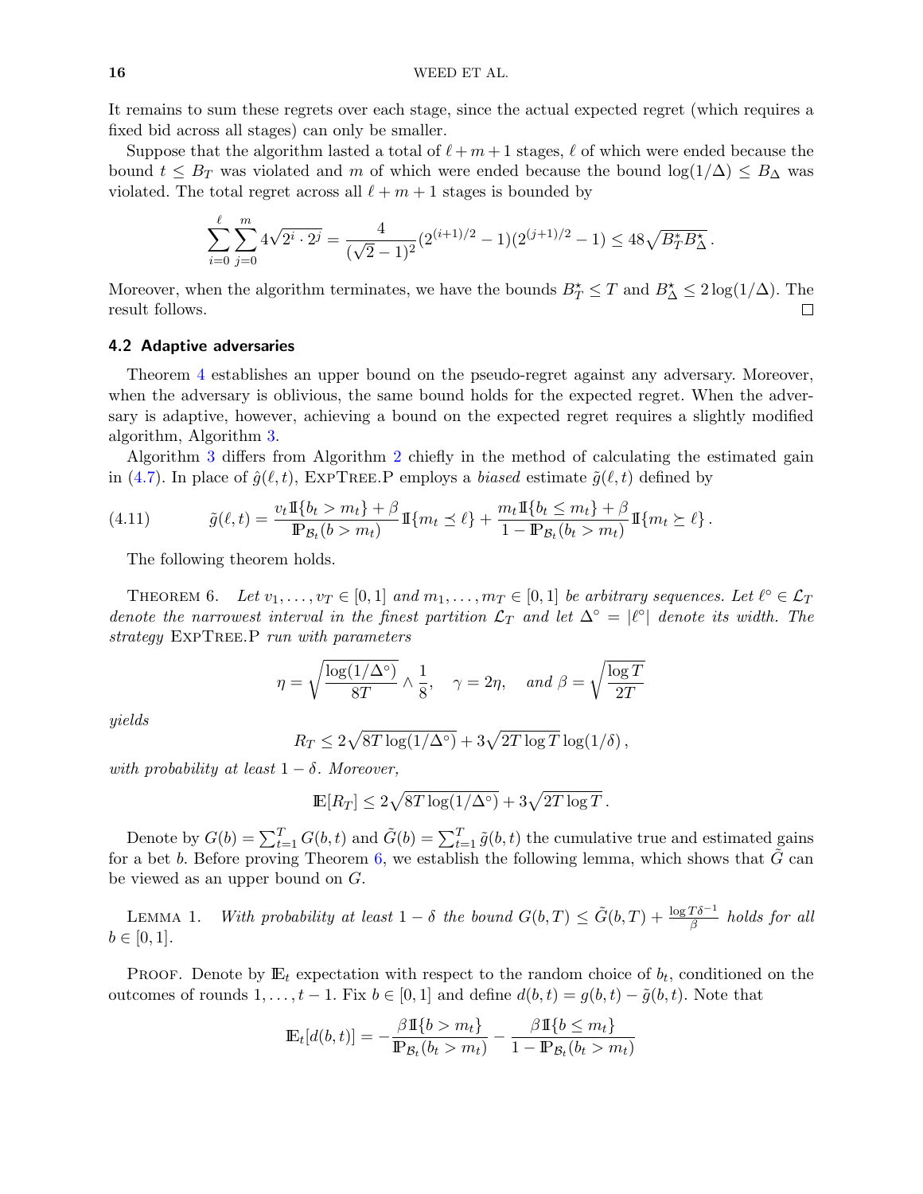It remains to sum these regrets over each stage, since the actual expected regret (which requires a fixed bid across all stages) can only be smaller.

Suppose that the algorithm lasted a total of $\ell + m + 1$ stages, $\ell$ of which were ended because the bound $t \leq B_T$ was violated and $m$ of which were ended because the bound $\log(1/\Delta) \leq B_\Delta$ was violated. The total regret across all $\ell + m + 1$ stages is bounded by

$$\sum_{i=0}^{\ell} \sum_{j=0}^{m} 4\sqrt{2^i \cdot 2^j} = \frac{4}{(\sqrt{2}-1)^2}(2^{(i+1)/2} - 1)(2^{(j+1)/2} - 1) \leq 48\sqrt{B_T^\star B_\Delta^\star}\,.$$

Moreover, when the algorithm terminates, we have the bounds $B_T^\star \leq T$ and $B_\Delta^\star \leq 2\log(1/\Delta)$. The result follows. □

### 4.2 Adaptive adversaries

Theorem 4 establishes an upper bound on the pseudo-regret against any adversary. Moreover, when the adversary is oblivious, the same bound holds for the expected regret. When the adversary is adaptive, however, achieving a bound on the expected regret requires a slightly modified algorithm, Algorithm 3.

Algorithm 3 differs from Algorithm 2 chiefly in the method of calculating the estimated gain in (4.7). In place of $\hat{g}(\ell, t)$, ExpTree.P employs a *biased* estimate $\tilde{g}(\ell, t)$ defined by

$$\tilde{g}(\ell, t) = \frac{v_t \mathbb{I}\{b_t > m_t\} + \beta}{\mathbb{P}_{\mathcal{B}_t}(b > m_t)} \mathbb{I}\{m_t \preceq \ell\} + \frac{m_t \mathbb{I}\{b_t \leq m_t\} + \beta}{1 - \mathbb{P}_{\mathcal{B}_t}(b_t > m_t)} \mathbb{I}\{m_t \succeq \ell\}\,. \tag{4.11}$$

The following theorem holds.

THEOREM 6. *Let $v_1, \ldots, v_T \in [0,1]$ and $m_1, \ldots, m_T \in [0,1]$ be arbitrary sequences. Let $\ell^\circ \in \mathcal{L}_T$ denote the narrowest interval in the finest partition $\mathcal{L}_T$ and let $\Delta^\circ = |\ell^\circ|$ denote its width. The strategy* ExpTree.P *run with parameters*

$$\eta = \sqrt{\frac{\log(1/\Delta^\circ)}{8T}} \wedge \frac{1}{8}, \quad \gamma = 2\eta, \quad \text{and } \beta = \sqrt{\frac{\log T}{2T}}$$

*yields*

$$R_T \leq 2\sqrt{8T\log(1/\Delta^\circ)} + 3\sqrt{2T\log T}\log(1/\delta)\,,$$

*with probability at least $1 - \delta$. Moreover,*

$$\mathbb{E}[R_T] \leq 2\sqrt{8T\log(1/\Delta^\circ)} + 3\sqrt{2T\log T}\,.$$

Denote by $G(b) = \sum_{t=1}^T G(b,t)$ and $\tilde{G}(b) = \sum_{t=1}^T \tilde{g}(b,t)$ the cumulative true and estimated gains for a bet $b$. Before proving Theorem 6, we establish the following lemma, which shows that $\tilde{G}$ can be viewed as an upper bound on $G$.

LEMMA 1. *With probability at least $1 - \delta$ the bound $G(b,T) \leq \tilde{G}(b,T) + \frac{\log T\delta^{-1}}{\beta}$ holds for all $b \in [0,1]$.*

PROOF. Denote by $\mathbb{E}_t$ expectation with respect to the random choice of $b_t$, conditioned on the outcomes of rounds $1, \ldots, t-1$. Fix $b \in [0,1]$ and define $d(b,t) = g(b,t) - \tilde{g}(b,t)$. Note that

$$\mathbb{E}_t[d(b,t)] = -\frac{\beta\mathbb{I}\{b > m_t\}}{\mathbb{P}_{\mathcal{B}_t}(b_t > m_t)} - \frac{\beta\mathbb{I}\{b \leq m_t\}}{1 - \mathbb{P}_{\mathcal{B}_t}(b_t > m_t)}$$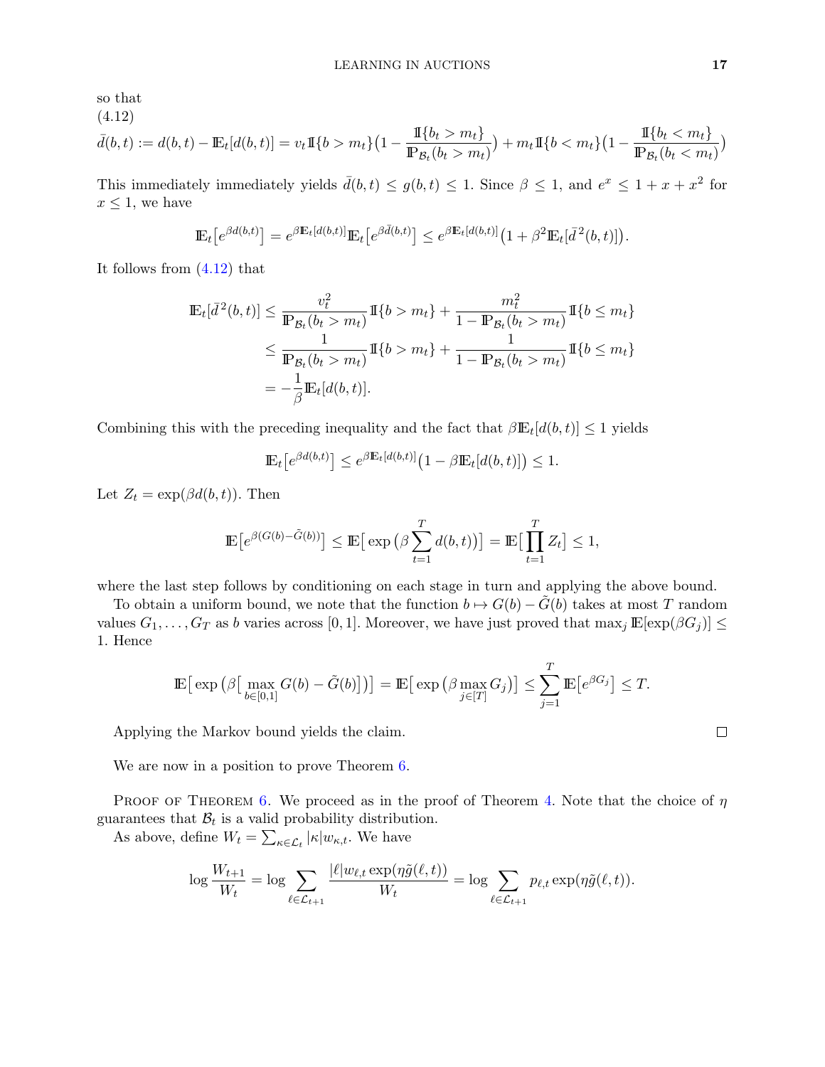so that

(4.12)

$$\bar{d}(b,t) := d(b,t) - \mathbb{E}_t[d(b,t)] = v_t \mathbb{I}\{b > m_t\}\big(1 - \frac{\mathbb{I}\{b_t > m_t\}}{\mathbb{P}_{\mathcal{B}_t}(b_t > m_t)}\big) + m_t \mathbb{I}\{b < m_t\}\big(1 - \frac{\mathbb{I}\{b_t < m_t\}}{\mathbb{P}_{\mathcal{B}_t}(b_t < m_t)}\big)$$

This immediately immediately yields $\bar{d}(b,t) \le g(b,t) \le 1$. Since $\beta \le 1$, and $e^x \le 1 + x + x^2$ for $x \le 1$, we have

$$\mathbb{E}_t\big[e^{\beta d(b,t)}\big] = e^{\beta \mathbb{E}_t[d(b,t)]}\mathbb{E}_t\big[e^{\beta \bar{d}(b,t)}\big] \le e^{\beta \mathbb{E}_t[d(b,t)]}\big(1 + \beta^2 \mathbb{E}_t[\bar{d}^{\,2}(b,t)]\big).$$

It follows from (4.12) that

$$\begin{aligned}
\mathbb{E}_t[\bar{d}^{\,2}(b,t)] &\le \frac{v_t^2}{\mathbb{P}_{\mathcal{B}_t}(b_t > m_t)}\mathbb{I}\{b > m_t\} + \frac{m_t^2}{1 - \mathbb{P}_{\mathcal{B}_t}(b_t > m_t)}\mathbb{I}\{b \le m_t\} \\
&\le \frac{1}{\mathbb{P}_{\mathcal{B}_t}(b_t > m_t)}\mathbb{I}\{b > m_t\} + \frac{1}{1 - \mathbb{P}_{\mathcal{B}_t}(b_t > m_t)}\mathbb{I}\{b \le m_t\} \\
&= -\frac{1}{\beta}\mathbb{E}_t[d(b,t)].
\end{aligned}$$

Combining this with the preceding inequality and the fact that $\beta \mathbb{E}_t[d(b,t)] \le 1$ yields

$$\mathbb{E}_t\big[e^{\beta d(b,t)}\big] \le e^{\beta \mathbb{E}_t[d(b,t)]}\big(1 - \beta \mathbb{E}_t[d(b,t)]\big) \le 1.$$

Let $Z_t = \exp(\beta d(b,t))$. Then

$$\mathbb{E}\big[e^{\beta(G(b) - \tilde{G}(b))}\big] \le \mathbb{E}\big[\exp\big(\beta \sum_{t=1}^{T} d(b,t)\big)\big] = \mathbb{E}\big[\prod_{t=1}^{T} Z_t\big] \le 1,$$

where the last step follows by conditioning on each stage in turn and applying the above bound.

To obtain a uniform bound, we note that the function $b \mapsto G(b) - \tilde{G}(b)$ takes at most $T$ random values $G_1, \ldots, G_T$ as $b$ varies across $[0,1]$. Moreover, we have just proved that $\max_j \mathbb{E}[\exp(\beta G_j)] \le 1$. Hence

$$\mathbb{E}\big[\exp\big(\beta\big[\max_{b\in[0,1]} G(b) - \tilde{G}(b)\big]\big)\big] = \mathbb{E}\big[\exp\big(\beta \max_{j\in[T]} G_j\big)\big] \le \sum_{j=1}^{T} \mathbb{E}\big[e^{\beta G_j}\big] \le T.$$

Applying the Markov bound yields the claim. ∎

We are now in a position to prove Theorem 6.

Proof of Theorem 6. We proceed as in the proof of Theorem 4. Note that the choice of $\eta$ guarantees that $\mathcal{B}_t$ is a valid probability distribution.

As above, define $W_t = \sum_{\kappa\in\mathcal{L}_t} |\kappa| w_{\kappa,t}$. We have

$$\log \frac{W_{t+1}}{W_t} = \log \sum_{\ell\in\mathcal{L}_{t+1}} \frac{|\ell| w_{\ell,t}\exp(\eta \tilde{g}(\ell,t))}{W_t} = \log \sum_{\ell\in\mathcal{L}_{t+1}} p_{\ell,t}\exp(\eta \tilde{g}(\ell,t)).$$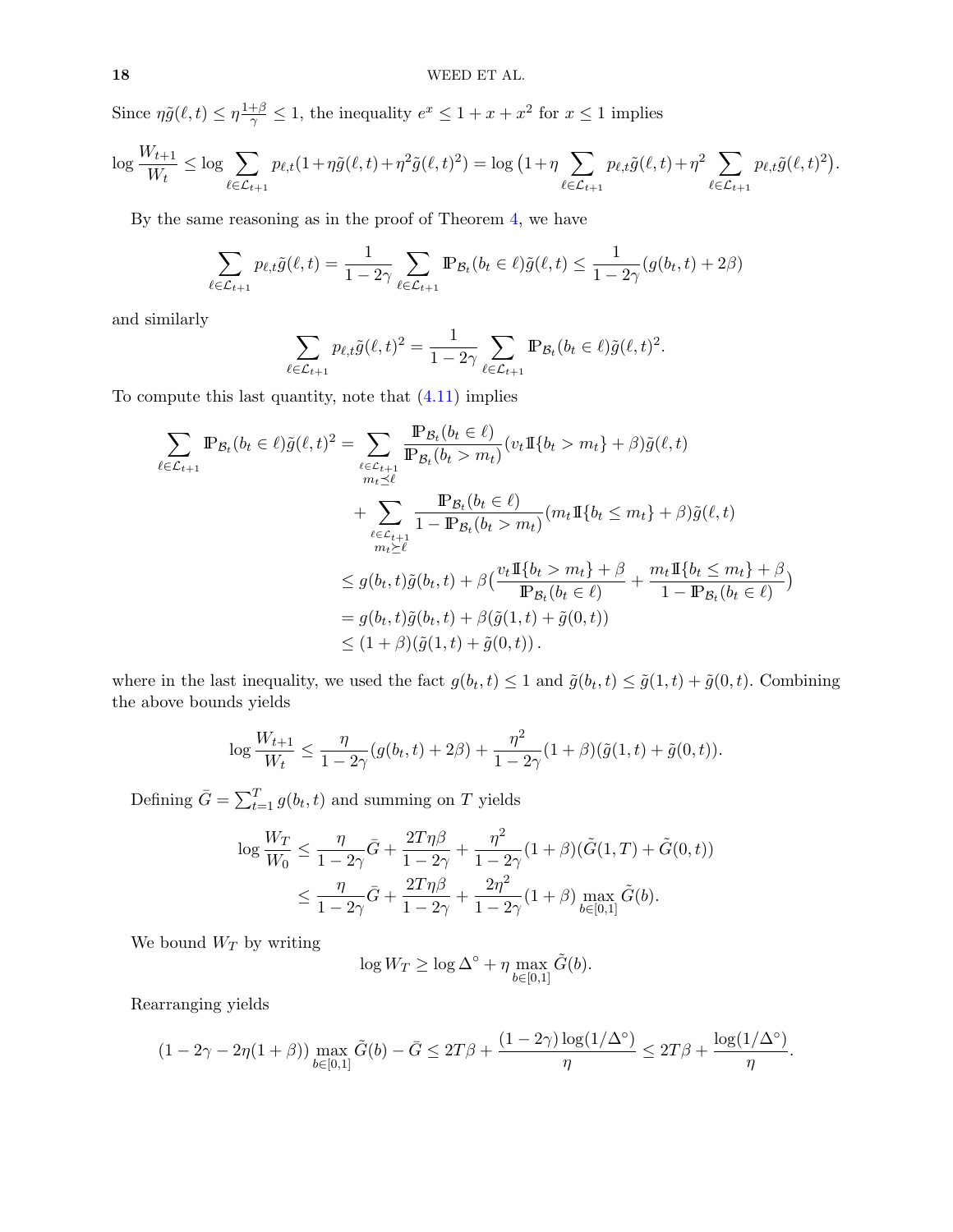Since $\eta\tilde{g}(\ell,t) \le \eta\frac{1+\beta}{\gamma} \le 1$, the inequality $e^x \le 1 + x + x^2$ for $x \le 1$ implies

$$\log\frac{W_{t+1}}{W_t} \le \log\sum_{\ell\in\mathcal{L}_{t+1}} p_{\ell,t}(1+\eta\tilde{g}(\ell,t)+\eta^2\tilde{g}(\ell,t)^2) = \log\big(1+\eta\sum_{\ell\in\mathcal{L}_{t+1}} p_{\ell,t}\tilde{g}(\ell,t)+\eta^2\sum_{\ell\in\mathcal{L}_{t+1}} p_{\ell,t}\tilde{g}(\ell,t)^2\big).$$

By the same reasoning as in the proof of Theorem 4, we have

$$\sum_{\ell\in\mathcal{L}_{t+1}} p_{\ell,t}\tilde{g}(\ell,t) = \frac{1}{1-2\gamma}\sum_{\ell\in\mathcal{L}_{t+1}} \mathbb{P}_{\mathcal{B}_t}(b_t\in\ell)\tilde{g}(\ell,t) \le \frac{1}{1-2\gamma}(g(b_t,t)+2\beta)$$

and similarly

$$\sum_{\ell\in\mathcal{L}_{t+1}} p_{\ell,t}\tilde{g}(\ell,t)^2 = \frac{1}{1-2\gamma}\sum_{\ell\in\mathcal{L}_{t+1}} \mathbb{P}_{\mathcal{B}_t}(b_t\in\ell)\tilde{g}(\ell,t)^2.$$

To compute this last quantity, note that (4.11) implies

$$\begin{aligned}
\sum_{\ell\in\mathcal{L}_{t+1}} \mathbb{P}_{\mathcal{B}_t}(b_t\in\ell)\tilde{g}(\ell,t)^2 &= \sum_{\substack{\ell\in\mathcal{L}_{t+1}\\ m_t\preceq\ell}} \frac{\mathbb{P}_{\mathcal{B}_t}(b_t\in\ell)}{\mathbb{P}_{\mathcal{B}_t}(b_t>m_t)}(v_t\mathbb{1}\{b_t>m_t\}+\beta)\tilde{g}(\ell,t)\\
&\quad+\sum_{\substack{\ell\in\mathcal{L}_{t+1}\\ m_t\succeq\ell}} \frac{\mathbb{P}_{\mathcal{B}_t}(b_t\in\ell)}{1-\mathbb{P}_{\mathcal{B}_t}(b_t>m_t)}(m_t\mathbb{1}\{b_t\le m_t\}+\beta)\tilde{g}(\ell,t)\\
&\le g(b_t,t)\tilde{g}(b_t,t)+\beta\big(\frac{v_t\mathbb{1}\{b_t>m_t\}+\beta}{\mathbb{P}_{\mathcal{B}_t}(b_t\in\ell)}+\frac{m_t\mathbb{1}\{b_t\le m_t\}+\beta}{1-\mathbb{P}_{\mathcal{B}_t}(b_t\in\ell)}\big)\\
&= g(b_t,t)\tilde{g}(b_t,t)+\beta(\tilde{g}(1,t)+\tilde{g}(0,t))\\
&\le (1+\beta)(\tilde{g}(1,t)+\tilde{g}(0,t))\,.
\end{aligned}$$

where in the last inequality, we used the fact $g(b_t,t)\le 1$ and $\tilde{g}(b_t,t)\le\tilde{g}(1,t)+\tilde{g}(0,t)$. Combining the above bounds yields

$$\log\frac{W_{t+1}}{W_t} \le \frac{\eta}{1-2\gamma}(g(b_t,t)+2\beta)+\frac{\eta^2}{1-2\gamma}(1+\beta)(\tilde{g}(1,t)+\tilde{g}(0,t)).$$

Defining $\bar{G}=\sum_{t=1}^T g(b_t,t)$ and summing on $T$ yields

$$\begin{aligned}
\log\frac{W_T}{W_0} &\le \frac{\eta}{1-2\gamma}\bar{G}+\frac{2T\eta\beta}{1-2\gamma}+\frac{\eta^2}{1-2\gamma}(1+\beta)(\tilde{G}(1,T)+\tilde{G}(0,t))\\
&\le \frac{\eta}{1-2\gamma}\bar{G}+\frac{2T\eta\beta}{1-2\gamma}+\frac{2\eta^2}{1-2\gamma}(1+\beta)\max_{b\in[0,1]}\tilde{G}(b).
\end{aligned}$$

We bound $W_T$ by writing

$$\log W_T \ge \log\Delta^\circ+\eta\max_{b\in[0,1]}\tilde{G}(b).$$

Rearranging yields

$$(1-2\gamma-2\eta(1+\beta))\max_{b\in[0,1]}\tilde{G}(b)-\bar{G}\le 2T\beta+\frac{(1-2\gamma)\log(1/\Delta^\circ)}{\eta}\le 2T\beta+\frac{\log(1/\Delta^\circ)}{\eta}.$$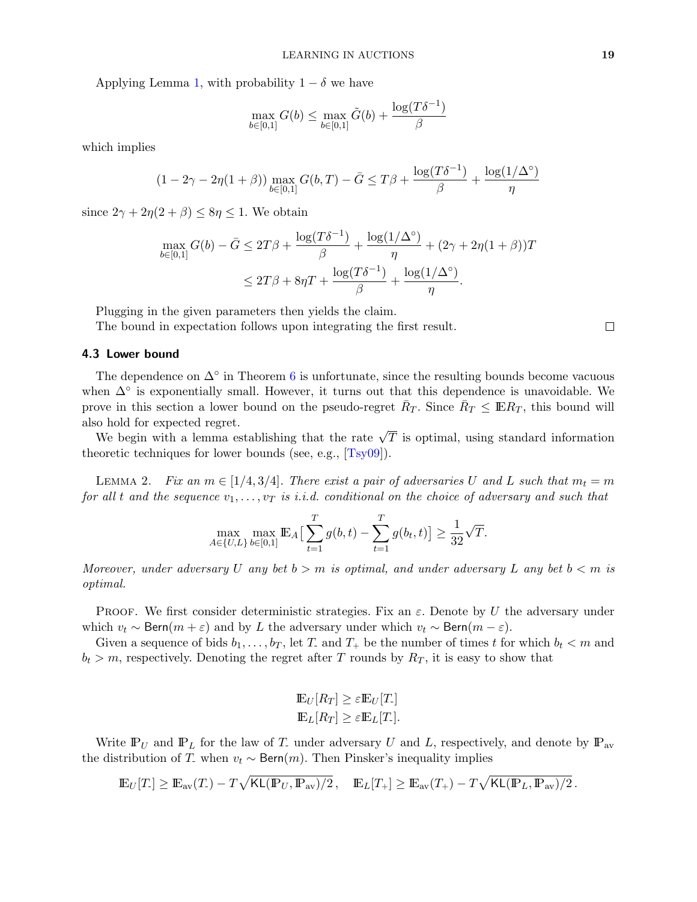Applying Lemma 1, with probability $1 - \delta$ we have

$$\max_{b \in [0,1]} G(b) \leq \max_{b \in [0,1]} \tilde{G}(b) + \frac{\log(T\delta^{-1})}{\beta}$$

which implies

$$(1 - 2\gamma - 2\eta(1+\beta)) \max_{b \in [0,1]} G(b,T) - \bar{G} \leq T\beta + \frac{\log(T\delta^{-1})}{\beta} + \frac{\log(1/\Delta^\circ)}{\eta}$$

since $2\gamma + 2\eta(2+\beta) \leq 8\eta \leq 1$. We obtain

$$\begin{aligned}
\max_{b \in [0,1]} G(b) - \bar{G} &\leq 2T\beta + \frac{\log(T\delta^{-1})}{\beta} + \frac{\log(1/\Delta^\circ)}{\eta} + (2\gamma + 2\eta(1+\beta))T \\
&\leq 2T\beta + 8\eta T + \frac{\log(T\delta^{-1})}{\beta} + \frac{\log(1/\Delta^\circ)}{\eta}.
\end{aligned}$$

Plugging in the given parameters then yields the claim.

The bound in expectation follows upon integrating the first result. □

### 4.3 Lower bound

The dependence on $\Delta^\circ$ in Theorem 6 is unfortunate, since the resulting bounds become vacuous when $\Delta^\circ$ is exponentially small. However, it turns out that this dependence is unavoidable. We prove in this section a lower bound on the pseudo-regret $\bar{R}_T$. Since $\bar{R}_T \leq \mathbb{E}R_T$, this bound will also hold for expected regret.

We begin with a lemma establishing that the rate $\sqrt{T}$ is optimal, using standard information theoretic techniques for lower bounds (see, e.g., [Tsy09]).

Lemma 2. *Fix an $m \in [1/4, 3/4]$. There exist a pair of adversaries $U$ and $L$ such that $m_t = m$ for all $t$ and the sequence $v_1, \ldots, v_T$ is i.i.d. conditional on the choice of adversary and such that*

$$\max_{A \in \{U,L\}} \max_{b \in [0,1]} \mathbb{E}_A\big[\sum_{t=1}^T g(b,t) - \sum_{t=1}^T g(b_t,t)\big] \geq \frac{1}{32}\sqrt{T}.$$

*Moreover, under adversary $U$ any bet $b > m$ is optimal, and under adversary $L$ any bet $b < m$ is optimal.*

Proof. We first consider deterministic strategies. Fix an $\varepsilon$. Denote by $U$ the adversary under which $v_t \sim \mathsf{Bern}(m + \varepsilon)$ and by $L$ the adversary under which $v_t \sim \mathsf{Bern}(m - \varepsilon)$.

Given a sequence of bids $b_1, \ldots, b_T$, let $T_-$ and $T_+$ be the number of times $t$ for which $b_t < m$ and $b_t > m$, respectively. Denoting the regret after $T$ rounds by $R_T$, it is easy to show that

$$\begin{aligned}
\mathbb{E}_U[R_T] &\geq \varepsilon \mathbb{E}_U[T_-] \\
\mathbb{E}_L[R_T] &\geq \varepsilon \mathbb{E}_L[T_-].
\end{aligned}$$

Write $\mathbb{P}_U$ and $\mathbb{P}_L$ for the law of $T_-$ under adversary $U$ and $L$, respectively, and denote by $\mathbb{P}_{\mathrm{av}}$ the distribution of $T_-$ when $v_t \sim \mathsf{Bern}(m)$. Then Pinsker's inequality implies

$$\mathbb{E}_U[T_-] \geq \mathbb{E}_{\mathrm{av}}(T_-) - T\sqrt{\mathsf{KL}(\mathbb{P}_U, \mathbb{P}_{\mathrm{av}})/2}\,, \quad \mathbb{E}_L[T_+] \geq \mathbb{E}_{\mathrm{av}}(T_+) - T\sqrt{\mathsf{KL}(\mathbb{P}_L, \mathbb{P}_{\mathrm{av}})/2}\,.$$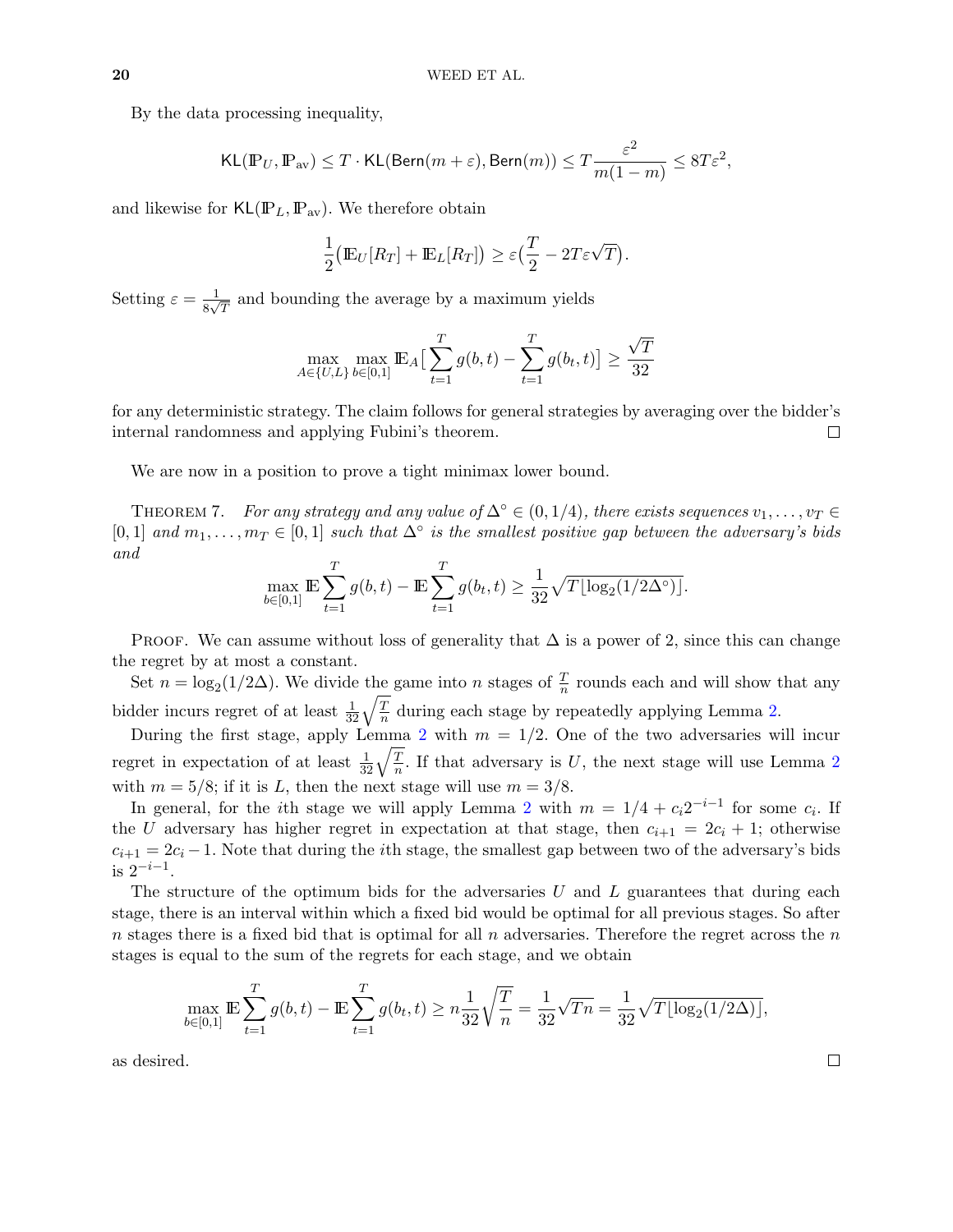By the data processing inequality,

$$\mathsf{KL}(\mathbb{P}_U, \mathbb{P}_{\text{av}}) \le T \cdot \mathsf{KL}(\mathsf{Bern}(m+\varepsilon), \mathsf{Bern}(m)) \le T\frac{\varepsilon^2}{m(1-m)} \le 8T\varepsilon^2,$$

and likewise for $\mathsf{KL}(\mathbb{P}_L, \mathbb{P}_{\text{av}})$. We therefore obtain

$$\frac{1}{2}\big(\mathbb{E}_U[R_T] + \mathbb{E}_L[R_T]\big) \ge \varepsilon\big(\frac{T}{2} - 2T\varepsilon\sqrt{T}\big).$$

Setting $\varepsilon = \frac{1}{8\sqrt{T}}$ and bounding the average by a maximum yields

$$\max_{A \in \{U, L\}} \max_{b \in [0,1]} \mathbb{E}_A\big[\sum_{t=1}^T g(b,t) - \sum_{t=1}^T g(b_t, t)\big] \ge \frac{\sqrt{T}}{32}$$

for any deterministic strategy. The claim follows for general strategies by averaging over the bidder's internal randomness and applying Fubini's theorem. $\square$

We are now in a position to prove a tight minimax lower bound.

THEOREM 7. *For any strategy and any value of $\Delta^\circ \in (0, 1/4)$, there exists sequences $v_1, \dots, v_T \in [0,1]$ and $m_1, \dots, m_T \in [0,1]$ such that $\Delta^\circ$ is the smallest positive gap between the adversary's bids and*

$$\max_{b \in [0,1]} \mathbb{E}\sum_{t=1}^T g(b,t) - \mathbb{E}\sum_{t=1}^T g(b_t,t) \ge \frac{1}{32}\sqrt{T\lfloor \log_2(1/2\Delta^\circ)\rfloor}.$$

PROOF. We can assume without loss of generality that $\Delta$ is a power of 2, since this can change the regret by at most a constant.

Set $n = \log_2(1/2\Delta)$. We divide the game into $n$ stages of $\frac{T}{n}$ rounds each and will show that any bidder incurs regret of at least $\frac{1}{32}\sqrt{\frac{T}{n}}$ during each stage by repeatedly applying Lemma 2.

During the first stage, apply Lemma 2 with $m = 1/2$. One of the two adversaries will incur regret in expectation of at least $\frac{1}{32}\sqrt{\frac{T}{n}}$. If that adversary is $U$, the next stage will use Lemma 2 with $m = 5/8$; if it is $L$, then the next stage will use $m = 3/8$.

In general, for the $i$th stage we will apply Lemma 2 with $m = 1/4 + c_i 2^{-i-1}$ for some $c_i$. If the $U$ adversary has higher regret in expectation at that stage, then $c_{i+1} = 2c_i + 1$; otherwise $c_{i+1} = 2c_i - 1$. Note that during the $i$th stage, the smallest gap between two of the adversary's bids is $2^{-i-1}$.

The structure of the optimum bids for the adversaries $U$ and $L$ guarantees that during each stage, there is an interval within which a fixed bid would be optimal for all previous stages. So after $n$ stages there is a fixed bid that is optimal for all $n$ adversaries. Therefore the regret across the $n$ stages is equal to the sum of the regrets for each stage, and we obtain

$$\max_{b \in [0,1]} \mathbb{E}\sum_{t=1}^T g(b,t) - \mathbb{E}\sum_{t=1}^T g(b_t,t) \ge n\frac{1}{32}\sqrt{\frac{T}{n}} = \frac{1}{32}\sqrt{Tn} = \frac{1}{32}\sqrt{T\lfloor \log_2(1/2\Delta)\rfloor},$$

as desired. $\square$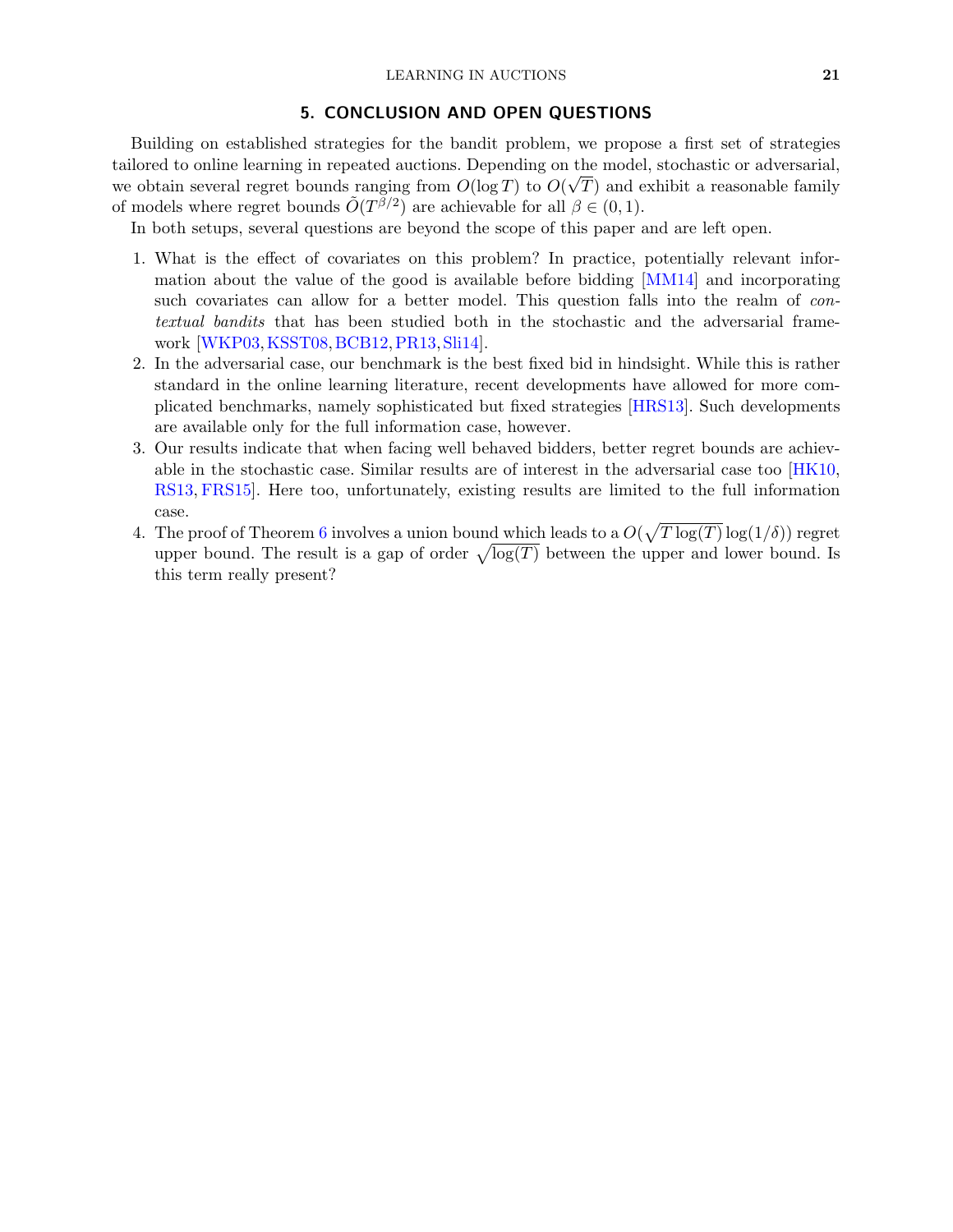## 5. CONCLUSION AND OPEN QUESTIONS

Building on established strategies for the bandit problem, we propose a first set of strategies tailored to online learning in repeated auctions. Depending on the model, stochastic or adversarial, we obtain several regret bounds ranging from $O(\log T)$ to $O(\sqrt{T})$ and exhibit a reasonable family of models where regret bounds $\tilde{O}(T^{\beta/2})$ are achievable for all $\beta \in (0, 1)$.

In both setups, several questions are beyond the scope of this paper and are left open.

1. What is the effect of covariates on this problem? In practice, potentially relevant information about the value of the good is available before bidding [MM14] and incorporating such covariates can allow for a better model. This question falls into the realm of *contextual bandits* that has been studied both in the stochastic and the adversarial framework [WKP03, KSST08, BCB12, PR13, Sli14].
2. In the adversarial case, our benchmark is the best fixed bid in hindsight. While this is rather standard in the online learning literature, recent developments have allowed for more complicated benchmarks, namely sophisticated but fixed strategies [HRS13]. Such developments are available only for the full information case, however.
3. Our results indicate that when facing well behaved bidders, better regret bounds are achievable in the stochastic case. Similar results are of interest in the adversarial case too [HK10, RS13, FRS15]. Here too, unfortunately, existing results are limited to the full information case.
4. The proof of Theorem 6 involves a union bound which leads to a $O(\sqrt{T \log(T)} \log(1/\delta))$ regret upper bound. The result is a gap of order $\sqrt{\log(T)}$ between the upper and lower bound. Is this term really present?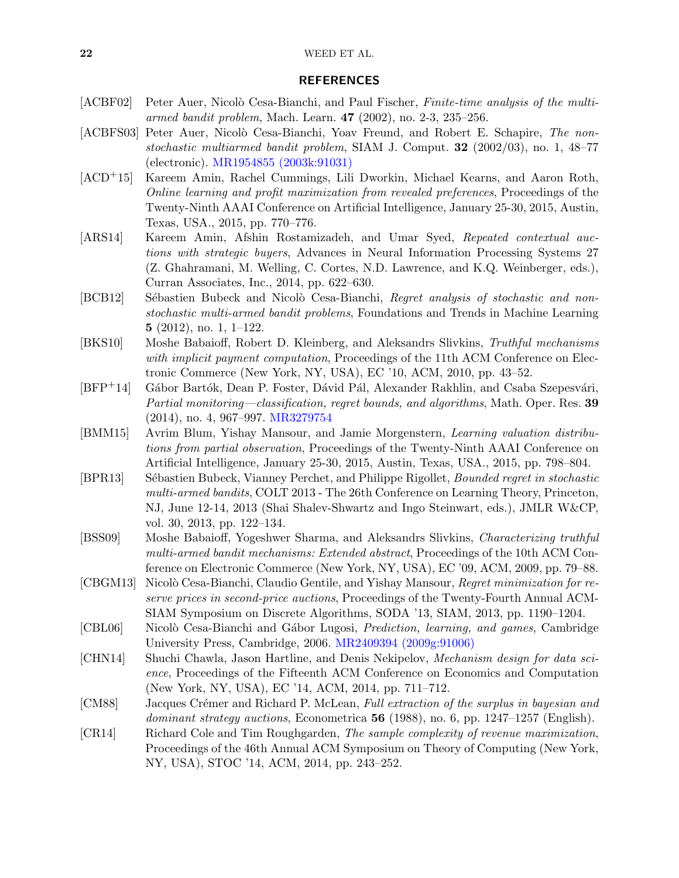## REFERENCES

[ACBF02] Peter Auer, Nicolò Cesa-Bianchi, and Paul Fischer, *Finite-time analysis of the multi-armed bandit problem*, Mach. Learn. **47** (2002), no. 2-3, 235–256.

[ACBFS03] Peter Auer, Nicolò Cesa-Bianchi, Yoav Freund, and Robert E. Schapire, *The nonstochastic multiarmed bandit problem*, SIAM J. Comput. **32** (2002/03), no. 1, 48–77 (electronic). MR1954855 (2003k:91031)

[ACD+15] Kareem Amin, Rachel Cummings, Lili Dworkin, Michael Kearns, and Aaron Roth, *Online learning and profit maximization from revealed preferences*, Proceedings of the Twenty-Ninth AAAI Conference on Artificial Intelligence, January 25-30, 2015, Austin, Texas, USA., 2015, pp. 770–776.

[ARS14] Kareem Amin, Afshin Rostamizadeh, and Umar Syed, *Repeated contextual auctions with strategic buyers*, Advances in Neural Information Processing Systems 27 (Z. Ghahramani, M. Welling, C. Cortes, N.D. Lawrence, and K.Q. Weinberger, eds.), Curran Associates, Inc., 2014, pp. 622–630.

[BCB12] Sébastien Bubeck and Nicolò Cesa-Bianchi, *Regret analysis of stochastic and nonstochastic multi-armed bandit problems*, Foundations and Trends in Machine Learning **5** (2012), no. 1, 1–122.

[BKS10] Moshe Babaioff, Robert D. Kleinberg, and Aleksandrs Slivkins, *Truthful mechanisms with implicit payment computation*, Proceedings of the 11th ACM Conference on Electronic Commerce (New York, NY, USA), EC '10, ACM, 2010, pp. 43–52.

[BFP+14] Gábor Bartók, Dean P. Foster, Dávid Pál, Alexander Rakhlin, and Csaba Szepesvári, *Partial monitoring—classification, regret bounds, and algorithms*, Math. Oper. Res. **39** (2014), no. 4, 967–997. MR3279754

[BMM15] Avrim Blum, Yishay Mansour, and Jamie Morgenstern, *Learning valuation distributions from partial observation*, Proceedings of the Twenty-Ninth AAAI Conference on Artificial Intelligence, January 25-30, 2015, Austin, Texas, USA., 2015, pp. 798–804.

[BPR13] Sébastien Bubeck, Vianney Perchet, and Philippe Rigollet, *Bounded regret in stochastic multi-armed bandits*, COLT 2013 - The 26th Conference on Learning Theory, Princeton, NJ, June 12-14, 2013 (Shai Shalev-Shwartz and Ingo Steinwart, eds.), JMLR W&CP, vol. 30, 2013, pp. 122–134.

[BSS09] Moshe Babaioff, Yogeshwer Sharma, and Aleksandrs Slivkins, *Characterizing truthful multi-armed bandit mechanisms: Extended abstract*, Proceedings of the 10th ACM Conference on Electronic Commerce (New York, NY, USA), EC '09, ACM, 2009, pp. 79–88.

[CBGM13] Nicolò Cesa-Bianchi, Claudio Gentile, and Yishay Mansour, *Regret minimization for reserve prices in second-price auctions*, Proceedings of the Twenty-Fourth Annual ACM-SIAM Symposium on Discrete Algorithms, SODA '13, SIAM, 2013, pp. 1190–1204.

[CBL06] Nicolò Cesa-Bianchi and Gábor Lugosi, *Prediction, learning, and games*, Cambridge University Press, Cambridge, 2006. MR2409394 (2009g:91006)

[CHN14] Shuchi Chawla, Jason Hartline, and Denis Nekipelov, *Mechanism design for data science*, Proceedings of the Fifteenth ACM Conference on Economics and Computation (New York, NY, USA), EC '14, ACM, 2014, pp. 711–712.

[CM88] Jacques Crémer and Richard P. McLean, *Full extraction of the surplus in bayesian and dominant strategy auctions*, Econometrica **56** (1988), no. 6, pp. 1247–1257 (English).

[CR14] Richard Cole and Tim Roughgarden, *The sample complexity of revenue maximization*, Proceedings of the 46th Annual ACM Symposium on Theory of Computing (New York, NY, USA), STOC '14, ACM, 2014, pp. 243–252.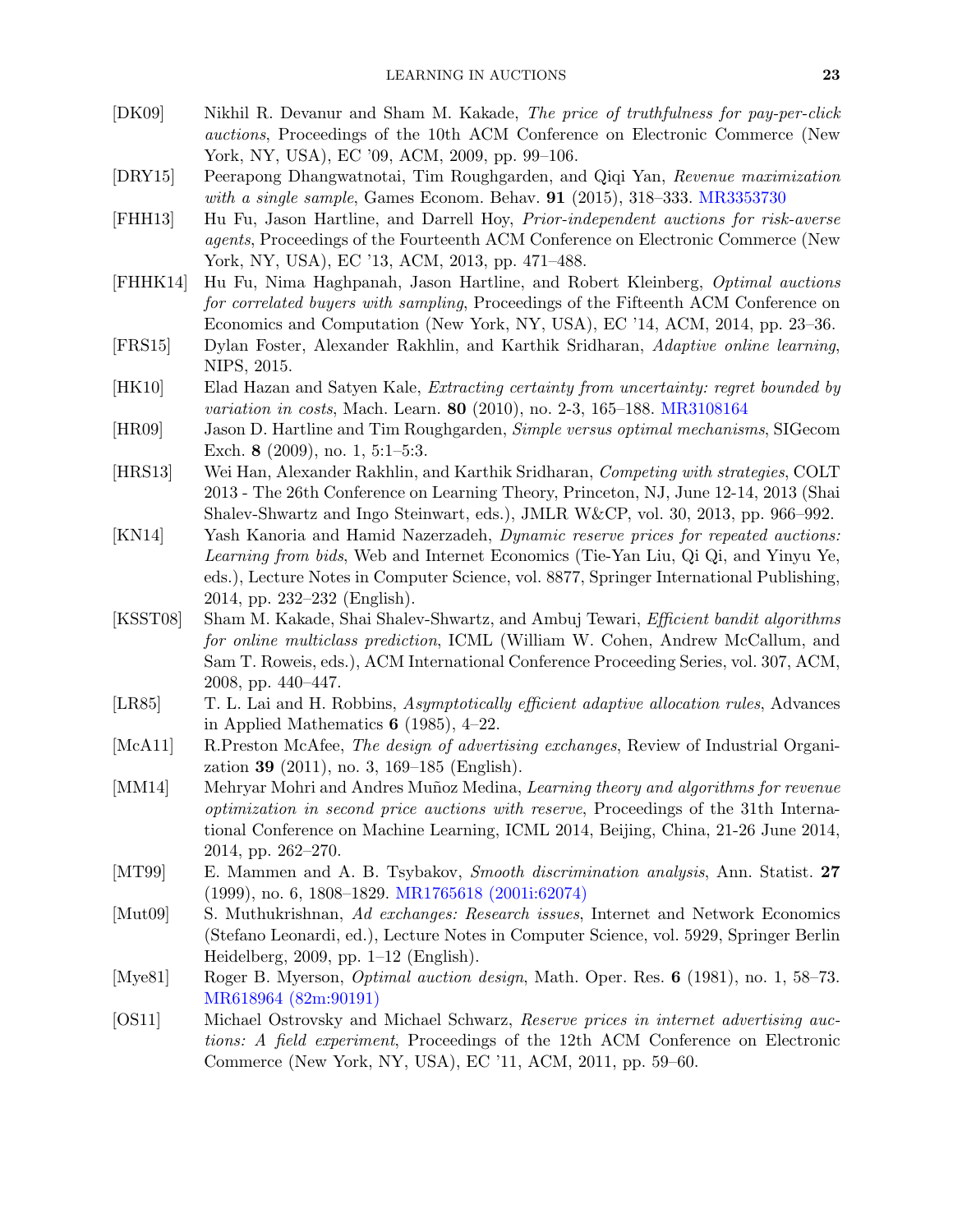[DK09] Nikhil R. Devanur and Sham M. Kakade, *The price of truthfulness for pay-per-click auctions*, Proceedings of the 10th ACM Conference on Electronic Commerce (New York, NY, USA), EC '09, ACM, 2009, pp. 99–106.

[DRY15] Peerapong Dhangwatnotai, Tim Roughgarden, and Qiqi Yan, *Revenue maximization with a single sample*, Games Econom. Behav. **91** (2015), 318–333. MR3353730

[FHH13] Hu Fu, Jason Hartline, and Darrell Hoy, *Prior-independent auctions for risk-averse agents*, Proceedings of the Fourteenth ACM Conference on Electronic Commerce (New York, NY, USA), EC '13, ACM, 2013, pp. 471–488.

[FHHK14] Hu Fu, Nima Haghpanah, Jason Hartline, and Robert Kleinberg, *Optimal auctions for correlated buyers with sampling*, Proceedings of the Fifteenth ACM Conference on Economics and Computation (New York, NY, USA), EC '14, ACM, 2014, pp. 23–36.

[FRS15] Dylan Foster, Alexander Rakhlin, and Karthik Sridharan, *Adaptive online learning*, NIPS, 2015.

[HK10] Elad Hazan and Satyen Kale, *Extracting certainty from uncertainty: regret bounded by variation in costs*, Mach. Learn. **80** (2010), no. 2-3, 165–188. MR3108164

[HR09] Jason D. Hartline and Tim Roughgarden, *Simple versus optimal mechanisms*, SIGecom Exch. **8** (2009), no. 1, 5:1–5:3.

[HRS13] Wei Han, Alexander Rakhlin, and Karthik Sridharan, *Competing with strategies*, COLT 2013 - The 26th Conference on Learning Theory, Princeton, NJ, June 12-14, 2013 (Shai Shalev-Shwartz and Ingo Steinwart, eds.), JMLR W&CP, vol. 30, 2013, pp. 966–992.

[KN14] Yash Kanoria and Hamid Nazerzadeh, *Dynamic reserve prices for repeated auctions: Learning from bids*, Web and Internet Economics (Tie-Yan Liu, Qi Qi, and Yinyu Ye, eds.), Lecture Notes in Computer Science, vol. 8877, Springer International Publishing, 2014, pp. 232–232 (English).

[KSST08] Sham M. Kakade, Shai Shalev-Shwartz, and Ambuj Tewari, *Efficient bandit algorithms for online multiclass prediction*, ICML (William W. Cohen, Andrew McCallum, and Sam T. Roweis, eds.), ACM International Conference Proceeding Series, vol. 307, ACM, 2008, pp. 440–447.

[LR85] T. L. Lai and H. Robbins, *Asymptotically efficient adaptive allocation rules*, Advances in Applied Mathematics **6** (1985), 4–22.

[McA11] R.Preston McAfee, *The design of advertising exchanges*, Review of Industrial Organization **39** (2011), no. 3, 169–185 (English).

[MM14] Mehryar Mohri and Andres Muñoz Medina, *Learning theory and algorithms for revenue optimization in second price auctions with reserve*, Proceedings of the 31th International Conference on Machine Learning, ICML 2014, Beijing, China, 21-26 June 2014, 2014, pp. 262–270.

[MT99] E. Mammen and A. B. Tsybakov, *Smooth discrimination analysis*, Ann. Statist. **27** (1999), no. 6, 1808–1829. MR1765618 (2001i:62074)

[Mut09] S. Muthukrishnan, *Ad exchanges: Research issues*, Internet and Network Economics (Stefano Leonardi, ed.), Lecture Notes in Computer Science, vol. 5929, Springer Berlin Heidelberg, 2009, pp. 1–12 (English).

[Mye81] Roger B. Myerson, *Optimal auction design*, Math. Oper. Res. **6** (1981), no. 1, 58–73. MR618964 (82m:90191)

[OS11] Michael Ostrovsky and Michael Schwarz, *Reserve prices in internet advertising auctions: A field experiment*, Proceedings of the 12th ACM Conference on Electronic Commerce (New York, NY, USA), EC '11, ACM, 2011, pp. 59–60.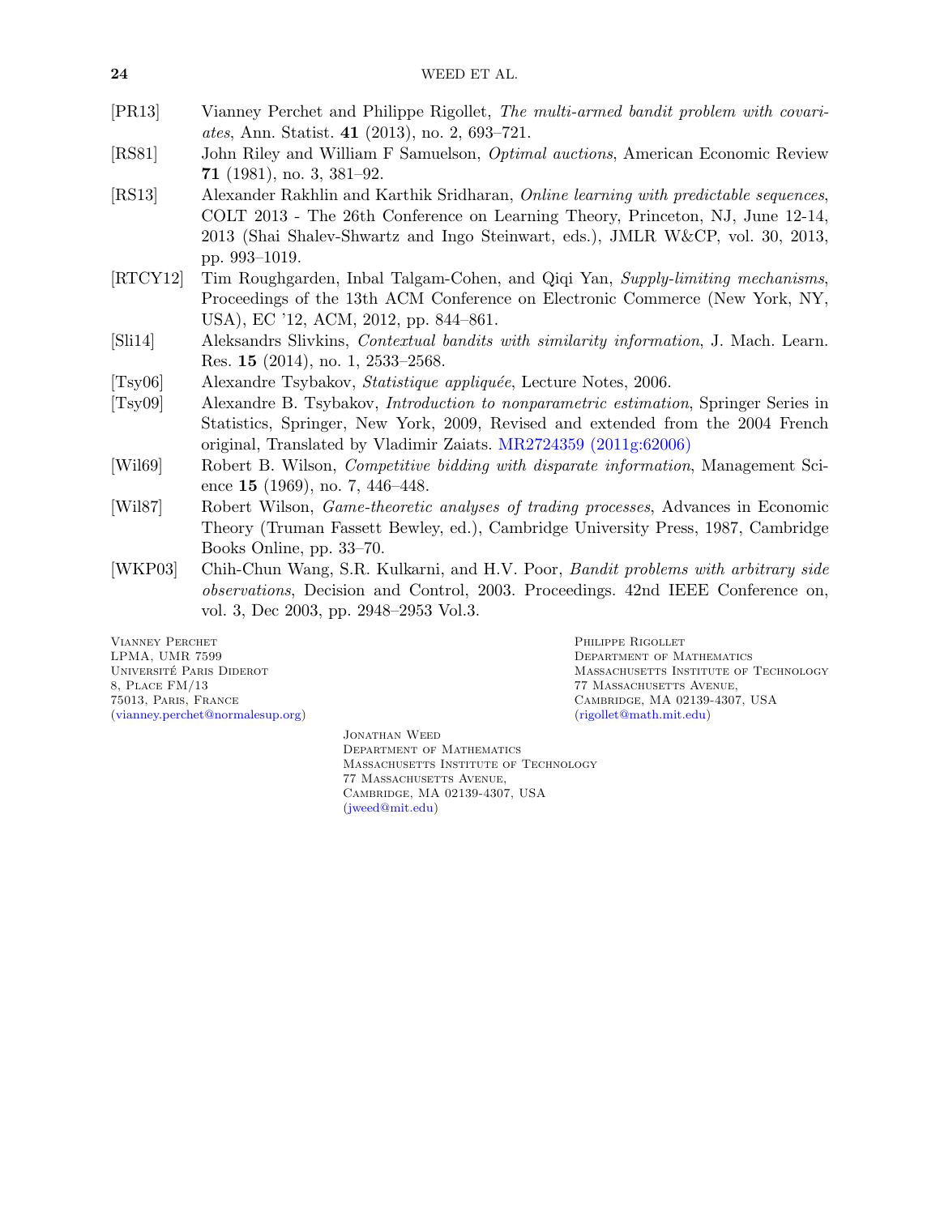[PR13] Vianney Perchet and Philippe Rigollet, *The multi-armed bandit problem with covariates*, Ann. Statist. **41** (2013), no. 2, 693–721.

[RS81] John Riley and William F Samuelson, *Optimal auctions*, American Economic Review **71** (1981), no. 3, 381–92.

[RS13] Alexander Rakhlin and Karthik Sridharan, *Online learning with predictable sequences*, COLT 2013 - The 26th Conference on Learning Theory, Princeton, NJ, June 12-14, 2013 (Shai Shalev-Shwartz and Ingo Steinwart, eds.), JMLR W&CP, vol. 30, 2013, pp. 993–1019.

[RTCY12] Tim Roughgarden, Inbal Talgam-Cohen, and Qiqi Yan, *Supply-limiting mechanisms*, Proceedings of the 13th ACM Conference on Electronic Commerce (New York, NY, USA), EC '12, ACM, 2012, pp. 844–861.

[Sli14] Aleksandrs Slivkins, *Contextual bandits with similarity information*, J. Mach. Learn. Res. **15** (2014), no. 1, 2533–2568.

[Tsy06] Alexandre Tsybakov, *Statistique appliquée*, Lecture Notes, 2006.

[Tsy09] Alexandre B. Tsybakov, *Introduction to nonparametric estimation*, Springer Series in Statistics, Springer, New York, 2009, Revised and extended from the 2004 French original, Translated by Vladimir Zaiats. MR2724359 (2011g:62006)

[Wil69] Robert B. Wilson, *Competitive bidding with disparate information*, Management Science **15** (1969), no. 7, 446–448.

[Wil87] Robert Wilson, *Game-theoretic analyses of trading processes*, Advances in Economic Theory (Truman Fassett Bewley, ed.), Cambridge University Press, 1987, Cambridge Books Online, pp. 33–70.

[WKP03] Chih-Chun Wang, S.R. Kulkarni, and H.V. Poor, *Bandit problems with arbitrary side observations*, Decision and Control, 2003. Proceedings. 42nd IEEE Conference on, vol. 3, Dec 2003, pp. 2948–2953 Vol.3.

Vianney Perchet
LPMA, UMR 7599
Université Paris Diderot
8, Place FM/13
75013, Paris, France
(vianney.perchet@normalesup.org)

Philippe Rigollet
Department of Mathematics
Massachusetts Institute of Technology
77 Massachusetts Avenue,
Cambridge, MA 02139-4307, USA
(rigollet@math.mit.edu)

Jonathan Weed
Department of Mathematics
Massachusetts Institute of Technology
77 Massachusetts Avenue,
Cambridge, MA 02139-4307, USA
(jweed@mit.edu)